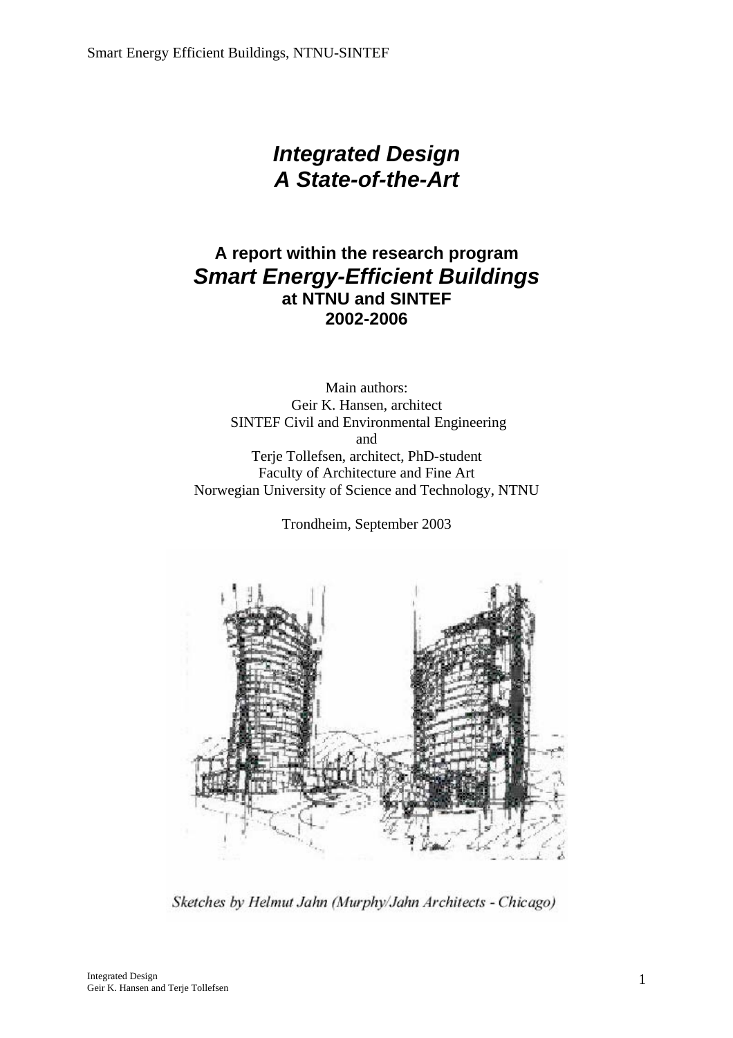# *Integrated Design*
# *A State-of-the-Art*

## A report within the research program
## *Smart Energy-Efficient Buildings*
### at NTNU and SINTEF
### 2002-2006

Main authors:
Geir K. Hansen, architect
SINTEF Civil and Environmental Engineering
and
Terje Tollefsen, architect, PhD-student
Faculty of Architecture and Fine Art
Norwegian University of Science and Technology, NTNU

Trondheim, September 2003

*Sketches by Helmut Jahn (Murphy/Jahn Architects - Chicago)*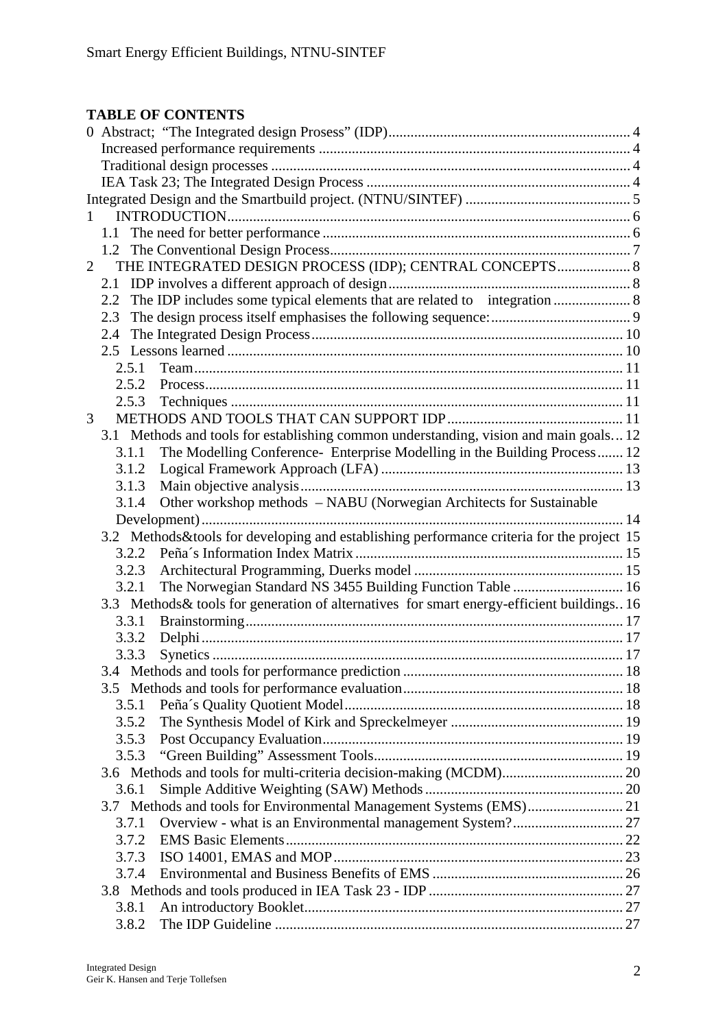## TABLE OF CONTENTS

0 Abstract; "The Integrated design Prosess" (IDP) ........ 4
- Increased performance requirements ........ 4
- Traditional design processes ........ 4
- IEA Task 23; The Integrated Design Process ........ 4

Integrated Design and the Smartbuild project. (NTNU/SINTEF) ........ 5

1 INTRODUCTION ........ 6
- 1.1 The need for better performance ........ 6
- 1.2 The Conventional Design Process ........ 7

2 THE INTEGRATED DESIGN PROCESS (IDP); CENTRAL CONCEPTS ........ 8
- 2.1 IDP involves a different approach of design ........ 8
- 2.2 The IDP includes some typical elements that are related to integration ........ 8
- 2.3 The design process itself emphasises the following sequence: ........ 9
- 2.4 The Integrated Design Process ........ 10
- 2.5 Lessons learned ........ 10
  - 2.5.1 Team ........ 11
  - 2.5.2 Process ........ 11
  - 2.5.3 Techniques ........ 11

3 METHODS AND TOOLS THAT CAN SUPPORT IDP ........ 11
- 3.1 Methods and tools for establishing common understanding, vision and main goals ... 12
  - 3.1.1 The Modelling Conference- Enterprise Modelling in the Building Process ........ 12
  - 3.1.2 Logical Framework Approach (LFA) ........ 13
  - 3.1.3 Main objective analysis ........ 13
  - 3.1.4 Other workshop methods – NABU (Norwegian Architects for Sustainable Development) ........ 14
- 3.2 Methods&tools for developing and establishing performance criteria for the project 15
  - 3.2.2 Peña´s Information Index Matrix ........ 15
  - 3.2.3 Architectural Programming, Duerks model ........ 15
  - 3.2.1 The Norwegian Standard NS 3455 Building Function Table ........ 16
- 3.3 Methods& tools for generation of alternatives for smart energy-efficient buildings .. 16
  - 3.3.1 Brainstorming ........ 17
  - 3.3.2 Delphi ........ 17
  - 3.3.3 Synetics ........ 17
- 3.4 Methods and tools for performance prediction ........ 18
- 3.5 Methods and tools for performance evaluation ........ 18
  - 3.5.1 Peña´s Quality Quotient Model ........ 18
  - 3.5.2 The Synthesis Model of Kirk and Spreckelmeyer ........ 19
  - 3.5.3 Post Occupancy Evaluation ........ 19
  - 3.5.3 "Green Building" Assessment Tools ........ 19
- 3.6 Methods and tools for multi-criteria decision-making (MCDM) ........ 20
  - 3.6.1 Simple Additive Weighting (SAW) Methods ........ 20
- 3.7 Methods and tools for Environmental Management Systems (EMS) ........ 21
  - 3.7.1 Overview - what is an Environmental management System? ........ 27
  - 3.7.2 EMS Basic Elements ........ 22
  - 3.7.3 ISO 14001, EMAS and MOP ........ 23
  - 3.7.4 Environmental and Business Benefits of EMS ........ 26
- 3.8 Methods and tools produced in IEA Task 23 - IDP ........ 27
  - 3.8.1 An introductory Booklet ........ 27
  - 3.8.2 The IDP Guideline ........ 27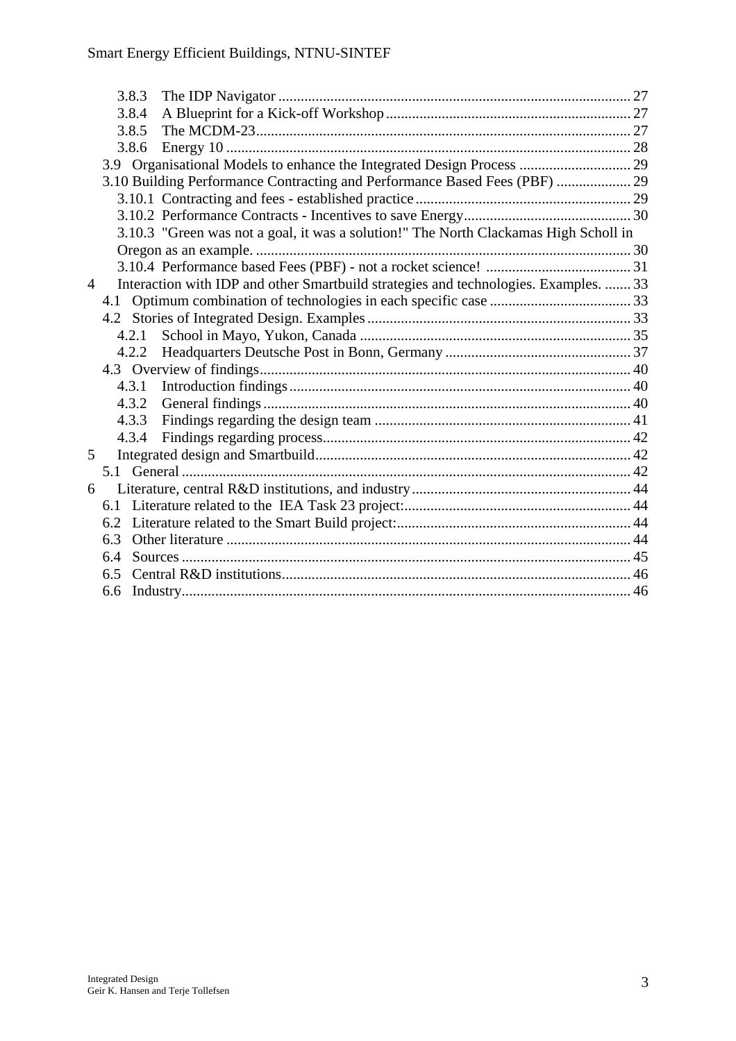3.8.3 The IDP Navigator .......... 27
3.8.4 A Blueprint for a Kick-off Workshop .......... 27
3.8.5 The MCDM-23 .......... 27
3.8.6 Energy 10 .......... 28
3.9 Organisational Models to enhance the Integrated Design Process .......... 29
3.10 Building Performance Contracting and Performance Based Fees (PBF) .......... 29
3.10.1 Contracting and fees - established practice .......... 29
3.10.2 Performance Contracts - Incentives to save Energy .......... 30
3.10.3 "Green was not a goal, it was a solution!" The North Clackamas High Scholl in Oregon as an example. .......... 30
3.10.4 Performance based Fees (PBF) - not a rocket science! .......... 31
4 Interaction with IDP and other Smartbuild strategies and technologies. Examples. .......... 33
4.1 Optimum combination of technologies in each specific case .......... 33
4.2 Stories of Integrated Design. Examples .......... 33
4.2.1 School in Mayo, Yukon, Canada .......... 35
4.2.2 Headquarters Deutsche Post in Bonn, Germany .......... 37
4.3 Overview of findings .......... 40
4.3.1 Introduction findings .......... 40
4.3.2 General findings .......... 40
4.3.3 Findings regarding the design team .......... 41
4.3.4 Findings regarding process .......... 42
5 Integrated design and Smartbuild .......... 42
5.1 General .......... 42
6 Literature, central R&D institutions, and industry .......... 44
6.1 Literature related to the IEA Task 23 project: .......... 44
6.2 Literature related to the Smart Build project: .......... 44
6.3 Other literature .......... 44
6.4 Sources .......... 45
6.5 Central R&D institutions .......... 46
6.6 Industry .......... 46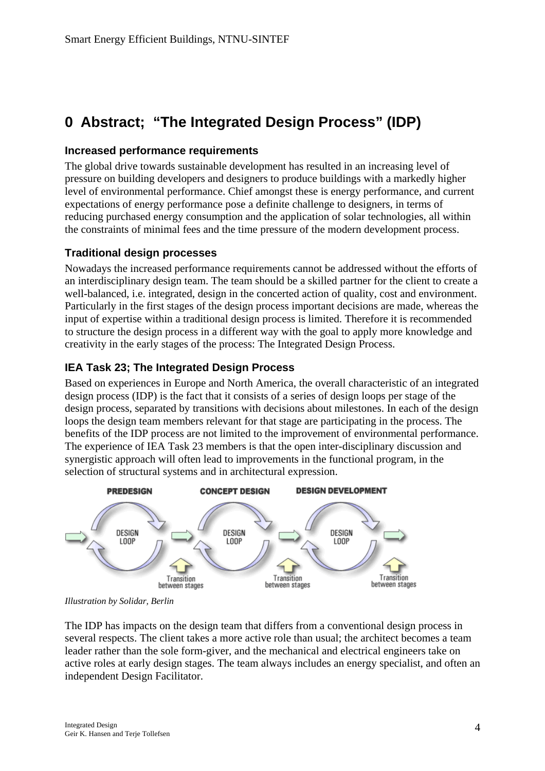# 0 Abstract; "The Integrated Design Process" (IDP)

### Increased performance requirements

The global drive towards sustainable development has resulted in an increasing level of pressure on building developers and designers to produce buildings with a markedly higher level of environmental performance. Chief amongst these is energy performance, and current expectations of energy performance pose a definite challenge to designers, in terms of reducing purchased energy consumption and the application of solar technologies, all within the constraints of minimal fees and the time pressure of the modern development process.

### Traditional design processes

Nowadays the increased performance requirements cannot be addressed without the efforts of an interdisciplinary design team. The team should be a skilled partner for the client to create a well-balanced, i.e. integrated, design in the concerted action of quality, cost and environment. Particularly in the first stages of the design process important decisions are made, whereas the input of expertise within a traditional design process is limited. Therefore it is recommended to structure the design process in a different way with the goal to apply more knowledge and creativity in the early stages of the process: The Integrated Design Process.

### IEA Task 23; The Integrated Design Process

Based on experiences in Europe and North America, the overall characteristic of an integrated design process (IDP) is the fact that it consists of a series of design loops per stage of the design process, separated by transitions with decisions about milestones. In each of the design loops the design team members relevant for that stage are participating in the process. The benefits of the IDP process are not limited to the improvement of environmental performance. The experience of IEA Task 23 members is that the open inter-disciplinary discussion and synergistic approach will often lead to improvements in the functional program, in the selection of structural systems and in architectural expression.

*Illustration by Solidar, Berlin*

The IDP has impacts on the design team that differs from a conventional design process in several respects. The client takes a more active role than usual; the architect becomes a team leader rather than the sole form-giver, and the mechanical and electrical engineers take on active roles at early design stages. The team always includes an energy specialist, and often an independent Design Facilitator.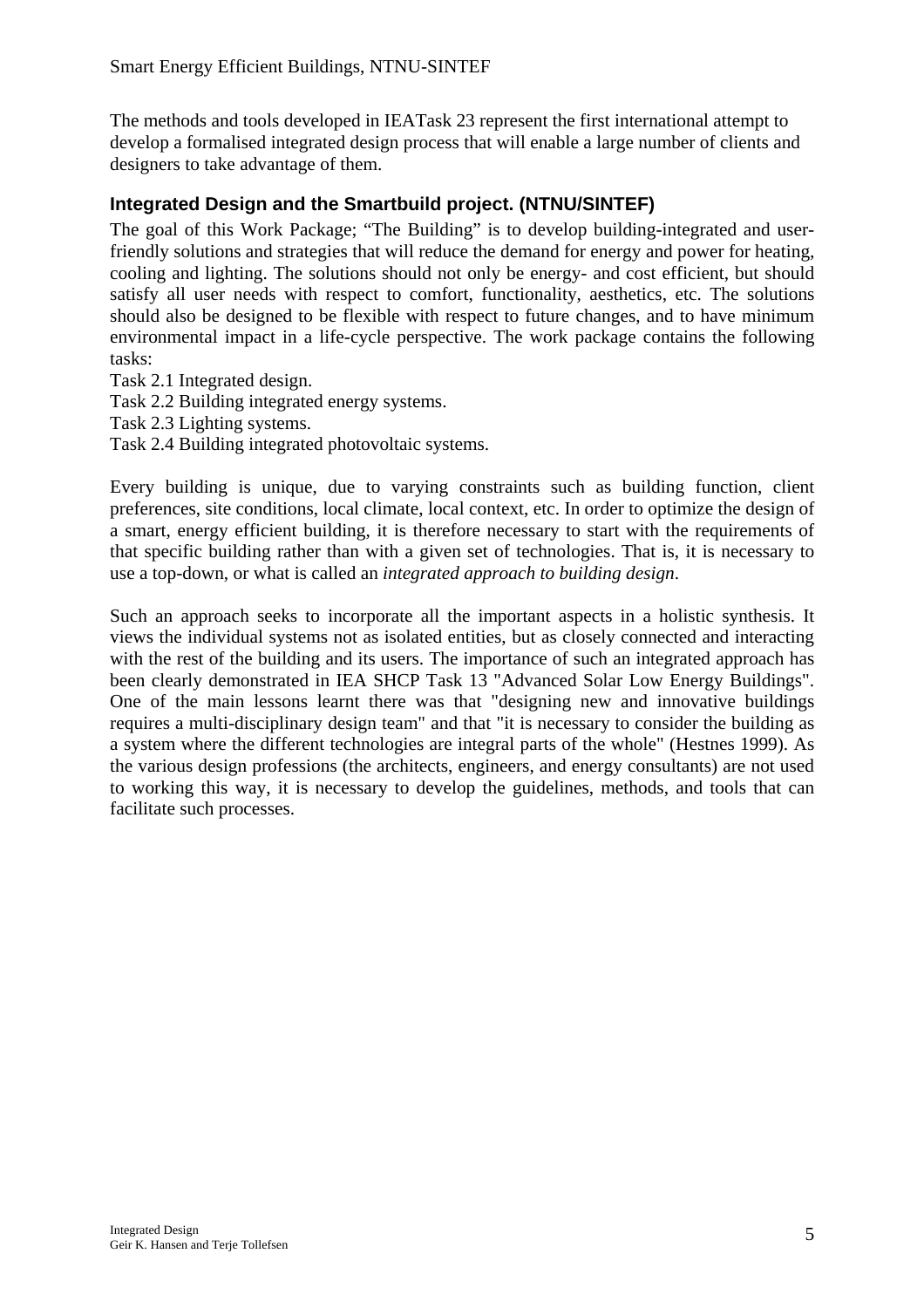The methods and tools developed in IEATask 23 represent the first international attempt to develop a formalised integrated design process that will enable a large number of clients and designers to take advantage of them.

### Integrated Design and the Smartbuild project. (NTNU/SINTEF)

The goal of this Work Package; "The Building" is to develop building-integrated and user-friendly solutions and strategies that will reduce the demand for energy and power for heating, cooling and lighting. The solutions should not only be energy- and cost efficient, but should satisfy all user needs with respect to comfort, functionality, aesthetics, etc. The solutions should also be designed to be flexible with respect to future changes, and to have minimum environmental impact in a life-cycle perspective. The work package contains the following tasks:

Task 2.1 Integrated design.
Task 2.2 Building integrated energy systems.
Task 2.3 Lighting systems.
Task 2.4 Building integrated photovoltaic systems.

Every building is unique, due to varying constraints such as building function, client preferences, site conditions, local climate, local context, etc. In order to optimize the design of a smart, energy efficient building, it is therefore necessary to start with the requirements of that specific building rather than with a given set of technologies. That is, it is necessary to use a top-down, or what is called an *integrated approach to building design*.

Such an approach seeks to incorporate all the important aspects in a holistic synthesis. It views the individual systems not as isolated entities, but as closely connected and interacting with the rest of the building and its users. The importance of such an integrated approach has been clearly demonstrated in IEA SHCP Task 13 "Advanced Solar Low Energy Buildings". One of the main lessons learnt there was that "designing new and innovative buildings requires a multi-disciplinary design team" and that "it is necessary to consider the building as a system where the different technologies are integral parts of the whole" (Hestnes 1999). As the various design professions (the architects, engineers, and energy consultants) are not used to working this way, it is necessary to develop the guidelines, methods, and tools that can facilitate such processes.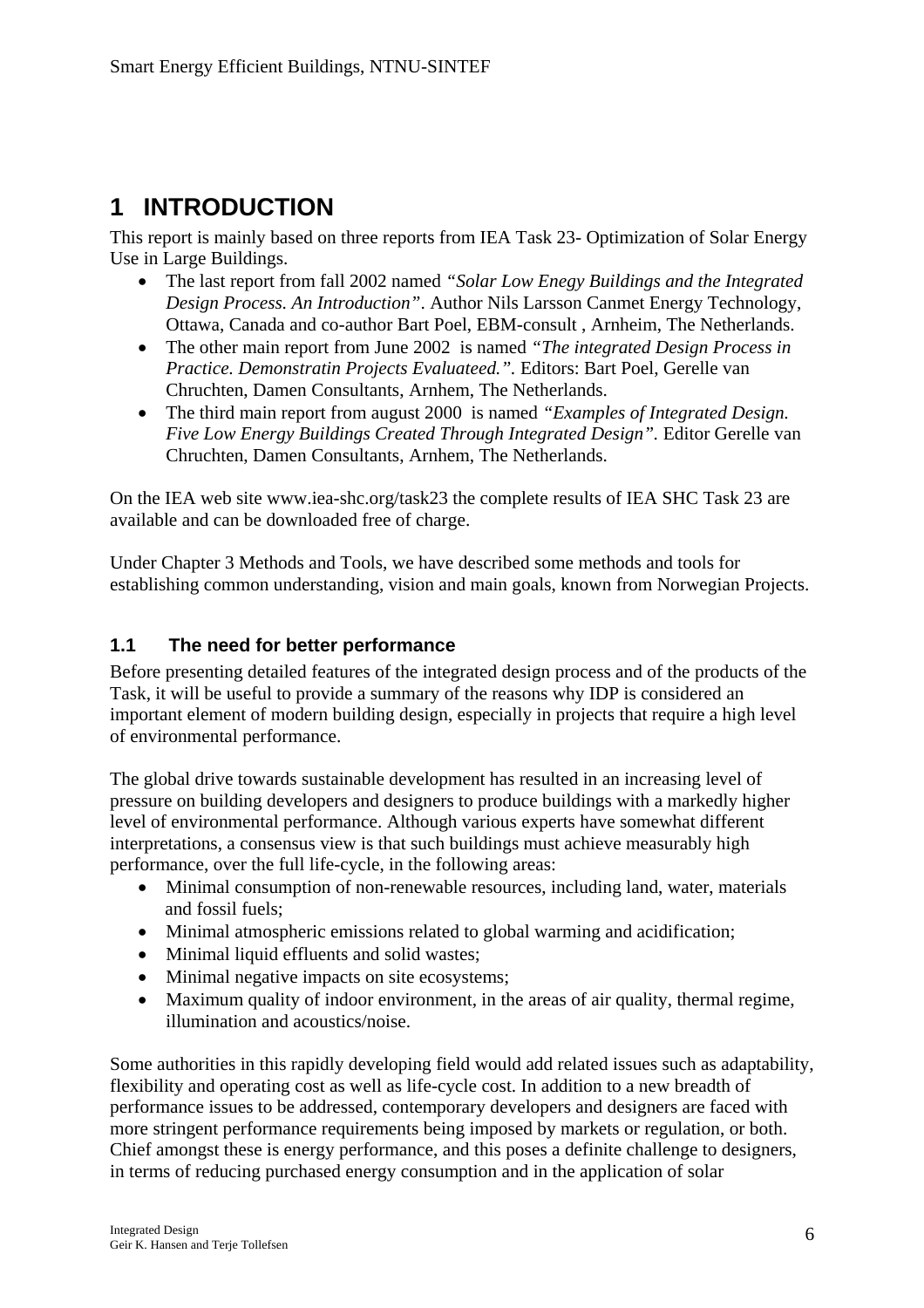# 1 INTRODUCTION

This report is mainly based on three reports from IEA Task 23- Optimization of Solar Energy Use in Large Buildings.

- The last report from fall 2002 named *"Solar Low Enegy Buildings and the Integrated Design Process. An Introduction"*. Author Nils Larsson Canmet Energy Technology, Ottawa, Canada and co-author Bart Poel, EBM-consult , Arnheim, The Netherlands.
- The other main report from June 2002 is named *"The integrated Design Process in Practice. Demonstratin Projects Evaluateed."*. Editors: Bart Poel, Gerelle van Chruchten, Damen Consultants, Arnhem, The Netherlands.
- The third main report from august 2000 is named *"Examples of Integrated Design. Five Low Energy Buildings Created Through Integrated Design"*. Editor Gerelle van Chruchten, Damen Consultants, Arnhem, The Netherlands.

On the IEA web site www.iea-shc.org/task23 the complete results of IEA SHC Task 23 are available and can be downloaded free of charge.

Under Chapter 3 Methods and Tools, we have described some methods and tools for establishing common understanding, vision and main goals, known from Norwegian Projects.

## 1.1 The need for better performance

Before presenting detailed features of the integrated design process and of the products of the Task, it will be useful to provide a summary of the reasons why IDP is considered an important element of modern building design, especially in projects that require a high level of environmental performance.

The global drive towards sustainable development has resulted in an increasing level of pressure on building developers and designers to produce buildings with a markedly higher level of environmental performance. Although various experts have somewhat different interpretations, a consensus view is that such buildings must achieve measurably high performance, over the full life-cycle, in the following areas:

- Minimal consumption of non-renewable resources, including land, water, materials and fossil fuels;
- Minimal atmospheric emissions related to global warming and acidification;
- Minimal liquid effluents and solid wastes;
- Minimal negative impacts on site ecosystems;
- Maximum quality of indoor environment, in the areas of air quality, thermal regime, illumination and acoustics/noise.

Some authorities in this rapidly developing field would add related issues such as adaptability, flexibility and operating cost as well as life-cycle cost. In addition to a new breadth of performance issues to be addressed, contemporary developers and designers are faced with more stringent performance requirements being imposed by markets or regulation, or both. Chief amongst these is energy performance, and this poses a definite challenge to designers, in terms of reducing purchased energy consumption and in the application of solar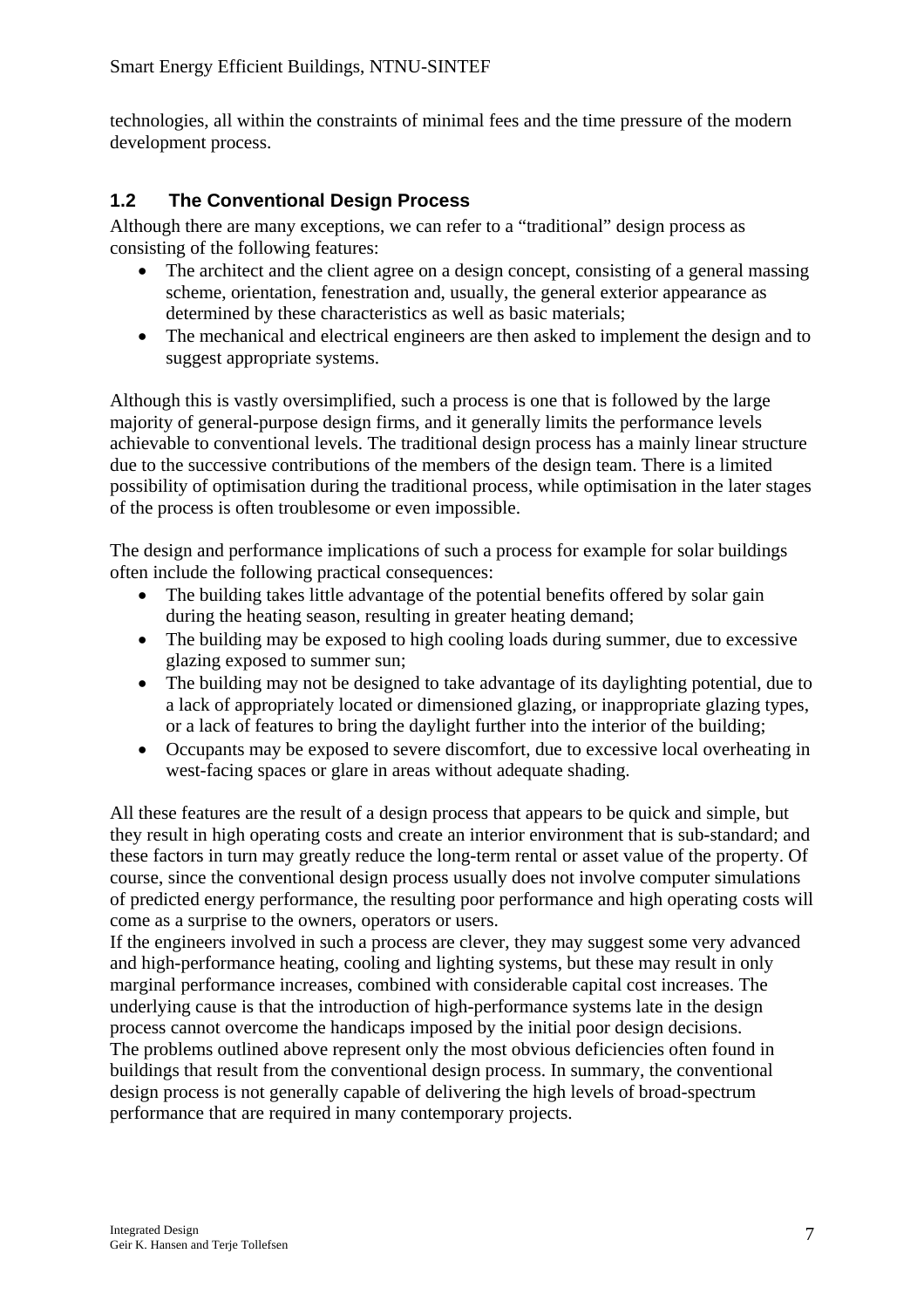technologies, all within the constraints of minimal fees and the time pressure of the modern development process.

## 1.2 The Conventional Design Process

Although there are many exceptions, we can refer to a "traditional" design process as consisting of the following features:

- The architect and the client agree on a design concept, consisting of a general massing scheme, orientation, fenestration and, usually, the general exterior appearance as determined by these characteristics as well as basic materials;
- The mechanical and electrical engineers are then asked to implement the design and to suggest appropriate systems.

Although this is vastly oversimplified, such a process is one that is followed by the large majority of general-purpose design firms, and it generally limits the performance levels achievable to conventional levels. The traditional design process has a mainly linear structure due to the successive contributions of the members of the design team. There is a limited possibility of optimisation during the traditional process, while optimisation in the later stages of the process is often troublesome or even impossible.

The design and performance implications of such a process for example for solar buildings often include the following practical consequences:

- The building takes little advantage of the potential benefits offered by solar gain during the heating season, resulting in greater heating demand;
- The building may be exposed to high cooling loads during summer, due to excessive glazing exposed to summer sun;
- The building may not be designed to take advantage of its daylighting potential, due to a lack of appropriately located or dimensioned glazing, or inappropriate glazing types, or a lack of features to bring the daylight further into the interior of the building;
- Occupants may be exposed to severe discomfort, due to excessive local overheating in west-facing spaces or glare in areas without adequate shading.

All these features are the result of a design process that appears to be quick and simple, but they result in high operating costs and create an interior environment that is sub-standard; and these factors in turn may greatly reduce the long-term rental or asset value of the property. Of course, since the conventional design process usually does not involve computer simulations of predicted energy performance, the resulting poor performance and high operating costs will come as a surprise to the owners, operators or users.

If the engineers involved in such a process are clever, they may suggest some very advanced and high-performance heating, cooling and lighting systems, but these may result in only marginal performance increases, combined with considerable capital cost increases. The underlying cause is that the introduction of high-performance systems late in the design process cannot overcome the handicaps imposed by the initial poor design decisions.

The problems outlined above represent only the most obvious deficiencies often found in buildings that result from the conventional design process. In summary, the conventional design process is not generally capable of delivering the high levels of broad-spectrum performance that are required in many contemporary projects.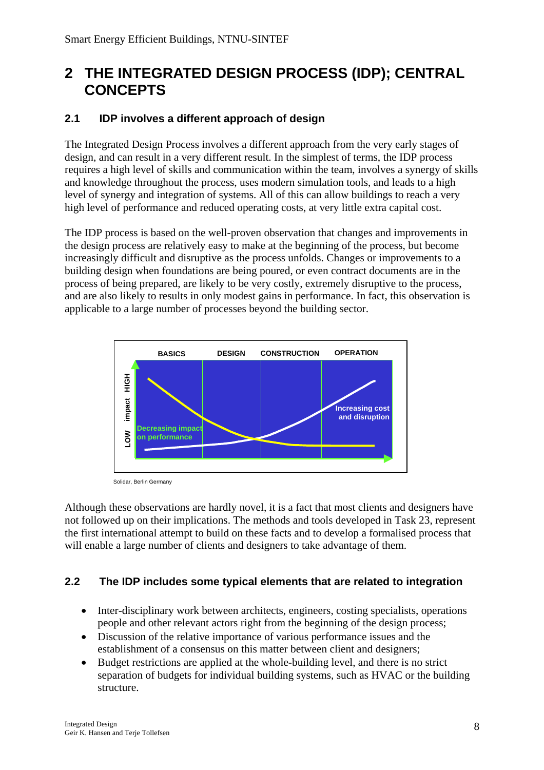# 2 THE INTEGRATED DESIGN PROCESS (IDP); CENTRAL CONCEPTS

## 2.1 IDP involves a different approach of design

The Integrated Design Process involves a different approach from the very early stages of design, and can result in a very different result. In the simplest of terms, the IDP process requires a high level of skills and communication within the team, involves a synergy of skills and knowledge throughout the process, uses modern simulation tools, and leads to a high level of synergy and integration of systems. All of this can allow buildings to reach a very high level of performance and reduced operating costs, at very little extra capital cost.

The IDP process is based on the well-proven observation that changes and improvements in the design process are relatively easy to make at the beginning of the process, but become increasingly difficult and disruptive as the process unfolds. Changes or improvements to a building design when foundations are being poured, or even contract documents are in the process of being prepared, are likely to be very costly, extremely disruptive to the process, and are also likely to results in only modest gains in performance. In fact, this observation is applicable to a large number of processes beyond the building sector.

BASICS | DESIGN | CONSTRUCTION | OPERATION

LOW impact HIGH

Decreasing impact on performance

Increasing cost and disruption

Solidar, Berlin Germany

Although these observations are hardly novel, it is a fact that most clients and designers have not followed up on their implications. The methods and tools developed in Task 23, represent the first international attempt to build on these facts and to develop a formalised process that will enable a large number of clients and designers to take advantage of them.

## 2.2 The IDP includes some typical elements that are related to integration

- Inter-disciplinary work between architects, engineers, costing specialists, operations people and other relevant actors right from the beginning of the design process;
- Discussion of the relative importance of various performance issues and the establishment of a consensus on this matter between client and designers;
- Budget restrictions are applied at the whole-building level, and there is no strict separation of budgets for individual building systems, such as HVAC or the building structure.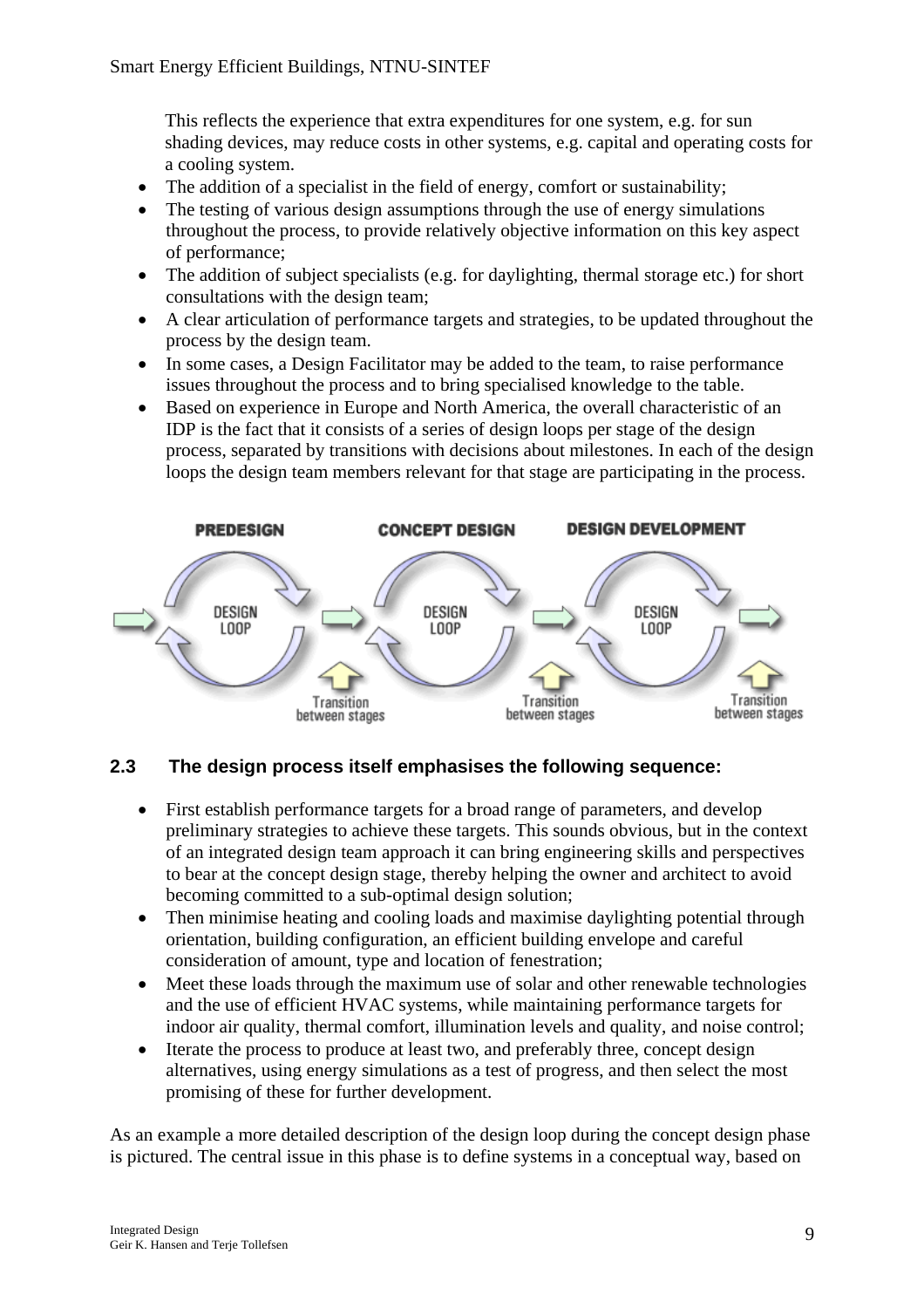This reflects the experience that extra expenditures for one system, e.g. for sun shading devices, may reduce costs in other systems, e.g. capital and operating costs for a cooling system.

- The addition of a specialist in the field of energy, comfort or sustainability;
- The testing of various design assumptions through the use of energy simulations throughout the process, to provide relatively objective information on this key aspect of performance;
- The addition of subject specialists (e.g. for daylighting, thermal storage etc.) for short consultations with the design team;
- A clear articulation of performance targets and strategies, to be updated throughout the process by the design team.
- In some cases, a Design Facilitator may be added to the team, to raise performance issues throughout the process and to bring specialised knowledge to the table.
- Based on experience in Europe and North America, the overall characteristic of an IDP is the fact that it consists of a series of design loops per stage of the design process, separated by transitions with decisions about milestones. In each of the design loops the design team members relevant for that stage are participating in the process.

PREDESIGN — DESIGN LOOP — Transition between stages — CONCEPT DESIGN — DESIGN LOOP — Transition between stages — DESIGN DEVELOPMENT — DESIGN LOOP — Transition between stages

## 2.3 The design process itself emphasises the following sequence:

- First establish performance targets for a broad range of parameters, and develop preliminary strategies to achieve these targets. This sounds obvious, but in the context of an integrated design team approach it can bring engineering skills and perspectives to bear at the concept design stage, thereby helping the owner and architect to avoid becoming committed to a sub-optimal design solution;
- Then minimise heating and cooling loads and maximise daylighting potential through orientation, building configuration, an efficient building envelope and careful consideration of amount, type and location of fenestration;
- Meet these loads through the maximum use of solar and other renewable technologies and the use of efficient HVAC systems, while maintaining performance targets for indoor air quality, thermal comfort, illumination levels and quality, and noise control;
- Iterate the process to produce at least two, and preferably three, concept design alternatives, using energy simulations as a test of progress, and then select the most promising of these for further development.

As an example a more detailed description of the design loop during the concept design phase is pictured. The central issue in this phase is to define systems in a conceptual way, based on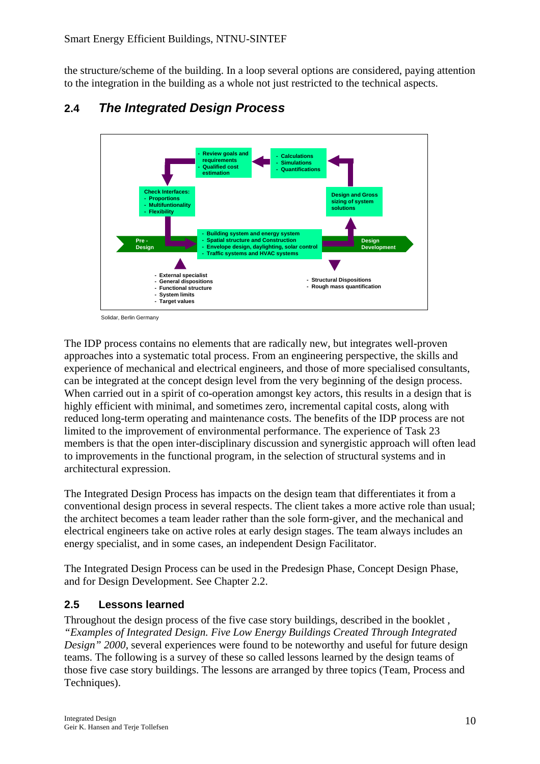the structure/scheme of the building. In a loop several options are considered, paying attention to the integration in the building as a whole not just restricted to the technical aspects.

## 2.4 *The Integrated Design Process*

- Review goals and requirements
- Qualified cost estimation

- Calculations
- Simulations
- Quantifications

Check Interfaces:
- Proportions
- Multifuntionality
- Flexibility

Design and Gross sizing of system solutions

Pre - Design

- Building system and energy system
- Spatial structure and Construction
- Envelope design, daylighting, solar control
- Traffic systems and HVAC systems

Design Development

- External specialist
- General dispositions
- Functional structure
- System limits
- Target values

- Structural Dispositions
- Rough mass quantification

Solidar, Berlin Germany

The IDP process contains no elements that are radically new, but integrates well-proven approaches into a systematic total process. From an engineering perspective, the skills and experience of mechanical and electrical engineers, and those of more specialised consultants, can be integrated at the concept design level from the very beginning of the design process. When carried out in a spirit of co-operation amongst key actors, this results in a design that is highly efficient with minimal, and sometimes zero, incremental capital costs, along with reduced long-term operating and maintenance costs. The benefits of the IDP process are not limited to the improvement of environmental performance. The experience of Task 23 members is that the open inter-disciplinary discussion and synergistic approach will often lead to improvements in the functional program, in the selection of structural systems and in architectural expression.

The Integrated Design Process has impacts on the design team that differentiates it from a conventional design process in several respects. The client takes a more active role than usual; the architect becomes a team leader rather than the sole form-giver, and the mechanical and electrical engineers take on active roles at early design stages. The team always includes an energy specialist, and in some cases, an independent Design Facilitator.

The Integrated Design Process can be used in the Predesign Phase, Concept Design Phase, and for Design Development. See Chapter 2.2.

## 2.5 Lessons learned

Throughout the design process of the five case story buildings, described in the booklet , *"Examples of Integrated Design. Five Low Energy Buildings Created Through Integrated Design" 2000*, several experiences were found to be noteworthy and useful for future design teams. The following is a survey of these so called lessons learned by the design teams of those five case story buildings. The lessons are arranged by three topics (Team, Process and Techniques).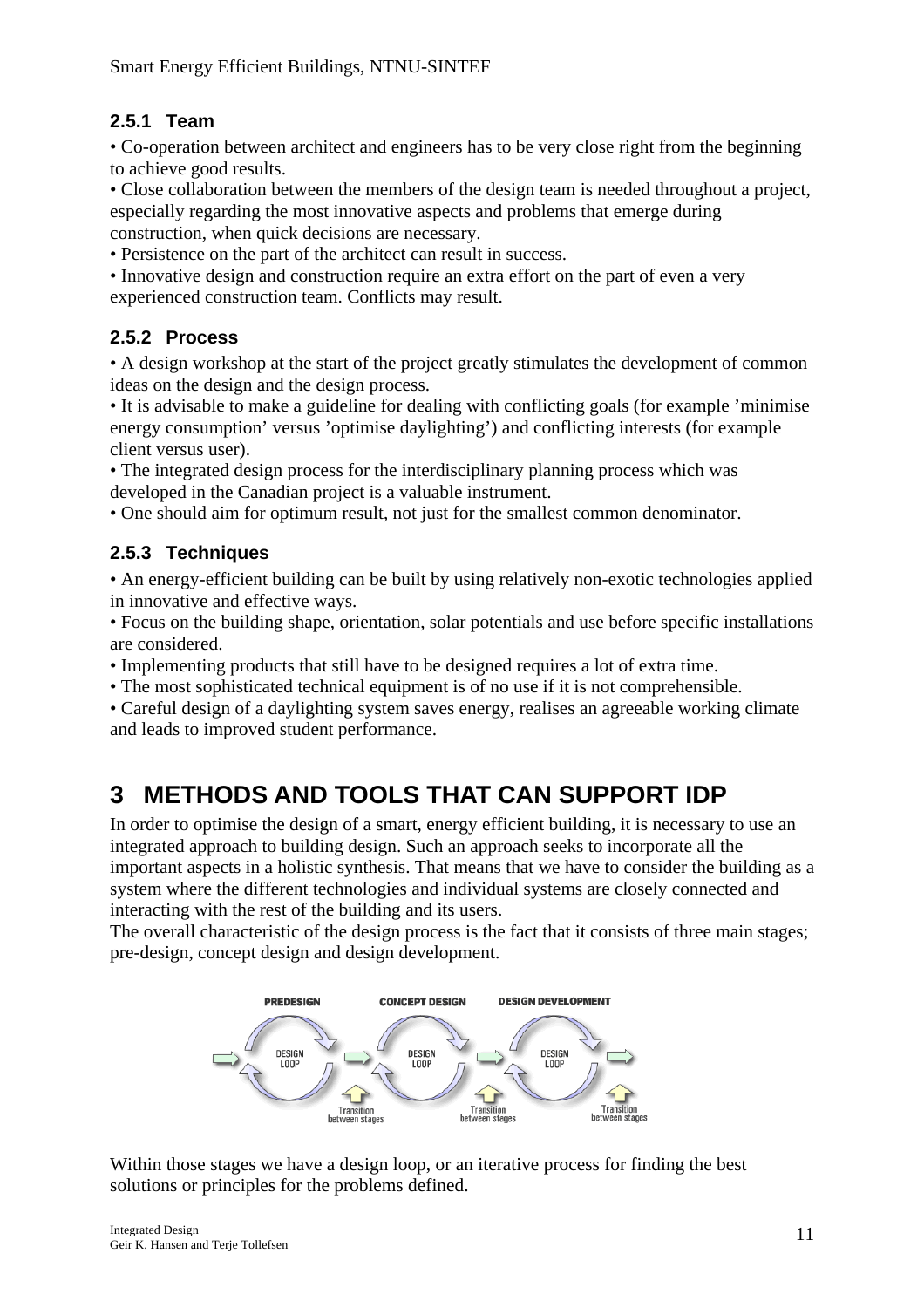### 2.5.1 Team

• Co-operation between architect and engineers has to be very close right from the beginning to achieve good results.
• Close collaboration between the members of the design team is needed throughout a project, especially regarding the most innovative aspects and problems that emerge during construction, when quick decisions are necessary.
• Persistence on the part of the architect can result in success.
• Innovative design and construction require an extra effort on the part of even a very experienced construction team. Conflicts may result.

### 2.5.2 Process

• A design workshop at the start of the project greatly stimulates the development of common ideas on the design and the design process.
• It is advisable to make a guideline for dealing with conflicting goals (for example 'minimise energy consumption' versus 'optimise daylighting') and conflicting interests (for example client versus user).
• The integrated design process for the interdisciplinary planning process which was developed in the Canadian project is a valuable instrument.
• One should aim for optimum result, not just for the smallest common denominator.

### 2.5.3 Techniques

• An energy-efficient building can be built by using relatively non-exotic technologies applied in innovative and effective ways.
• Focus on the building shape, orientation, solar potentials and use before specific installations are considered.
• Implementing products that still have to be designed requires a lot of extra time.
• The most sophisticated technical equipment is of no use if it is not comprehensible.
• Careful design of a daylighting system saves energy, realises an agreeable working climate and leads to improved student performance.

# 3 METHODS AND TOOLS THAT CAN SUPPORT IDP

In order to optimise the design of a smart, energy efficient building, it is necessary to use an integrated approach to building design. Such an approach seeks to incorporate all the important aspects in a holistic synthesis. That means that we have to consider the building as a system where the different technologies and individual systems are closely connected and interacting with the rest of the building and its users.
The overall characteristic of the design process is the fact that it consists of three main stages; pre-design, concept design and design development.

PREDESIGN — DESIGN LOOP → Transition between stages → CONCEPT DESIGN — DESIGN LOOP → Transition between stages → DESIGN DEVELOPMENT — DESIGN LOOP → Transition between stages

Within those stages we have a design loop, or an iterative process for finding the best solutions or principles for the problems defined.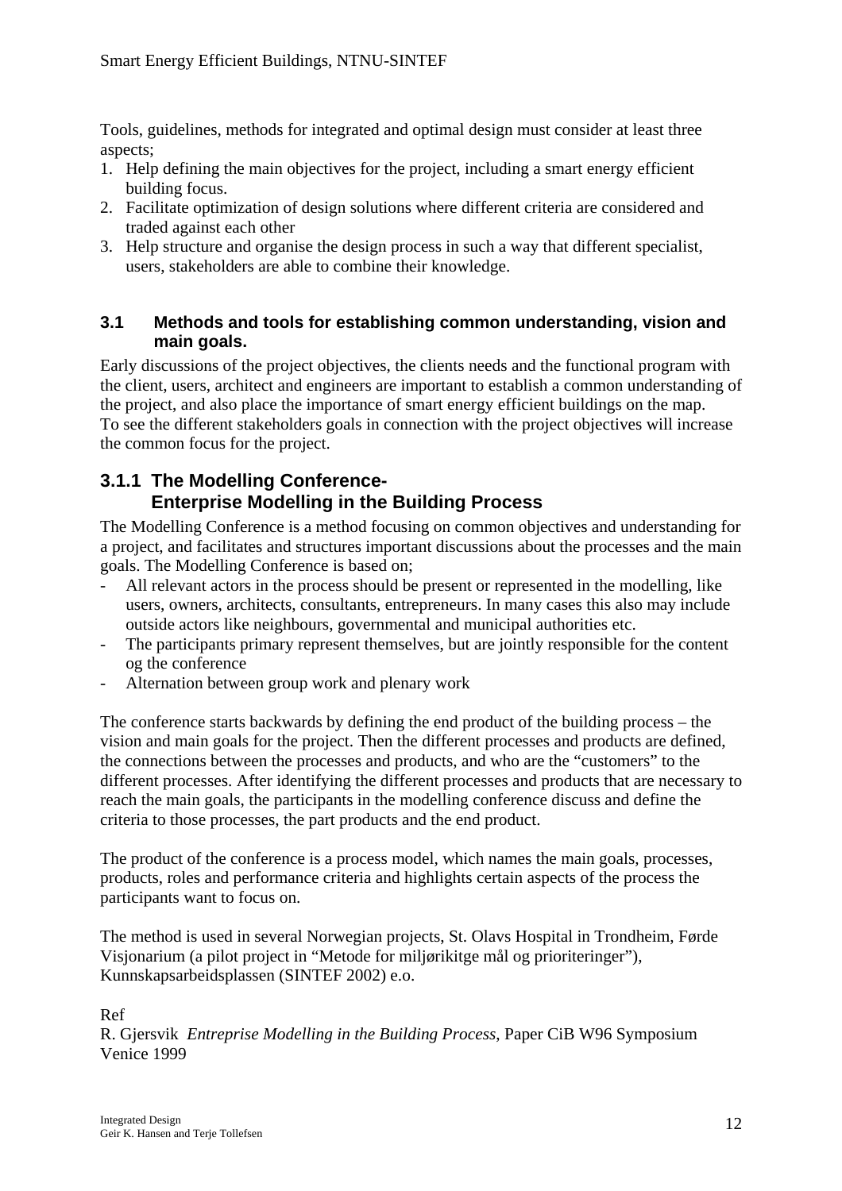Tools, guidelines, methods for integrated and optimal design must consider at least three aspects;

1. Help defining the main objectives for the project, including a smart energy efficient building focus.
2. Facilitate optimization of design solutions where different criteria are considered and traded against each other
3. Help structure and organise the design process in such a way that different specialist, users, stakeholders are able to combine their knowledge.

### 3.1 Methods and tools for establishing common understanding, vision and main goals.

Early discussions of the project objectives, the clients needs and the functional program with the client, users, architect and engineers are important to establish a common understanding of the project, and also place the importance of smart energy efficient buildings on the map. To see the different stakeholders goals in connection with the project objectives will increase the common focus for the project.

#### 3.1.1 The Modelling Conference- Enterprise Modelling in the Building Process

The Modelling Conference is a method focusing on common objectives and understanding for a project, and facilitates and structures important discussions about the processes and the main goals. The Modelling Conference is based on;

- All relevant actors in the process should be present or represented in the modelling, like users, owners, architects, consultants, entrepreneurs. In many cases this also may include outside actors like neighbours, governmental and municipal authorities etc.
- The participants primary represent themselves, but are jointly responsible for the content og the conference
- Alternation between group work and plenary work

The conference starts backwards by defining the end product of the building process – the vision and main goals for the project. Then the different processes and products are defined, the connections between the processes and products, and who are the "customers" to the different processes. After identifying the different processes and products that are necessary to reach the main goals, the participants in the modelling conference discuss and define the criteria to those processes, the part products and the end product.

The product of the conference is a process model, which names the main goals, processes, products, roles and performance criteria and highlights certain aspects of the process the participants want to focus on.

The method is used in several Norwegian projects, St. Olavs Hospital in Trondheim, Førde Visjonarium (a pilot project in "Metode for miljørikitge mål og prioriteringer"), Kunnskapsarbeidsplassen (SINTEF 2002) e.o.

Ref

R. Gjersvik *Entreprise Modelling in the Building Process*, Paper CiB W96 Symposium Venice 1999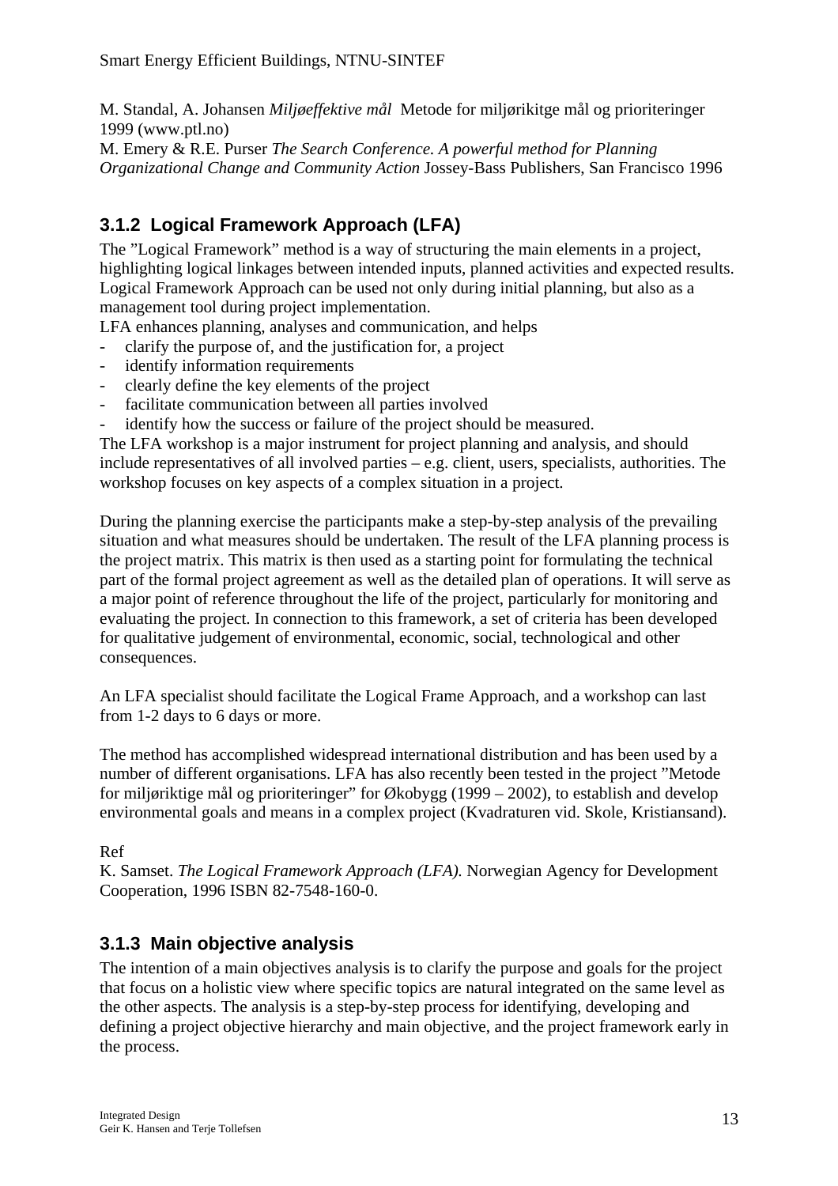M. Standal, A. Johansen *Miljøeffektive mål* Metode for miljørikitge mål og prioriteringer 1999 (www.ptl.no)
M. Emery & R.E. Purser *The Search Conference. A powerful method for Planning Organizational Change and Community Action* Jossey-Bass Publishers, San Francisco 1996

### 3.1.2 Logical Framework Approach (LFA)

The "Logical Framework" method is a way of structuring the main elements in a project, highlighting logical linkages between intended inputs, planned activities and expected results. Logical Framework Approach can be used not only during initial planning, but also as a management tool during project implementation.
LFA enhances planning, analyses and communication, and helps

- clarify the purpose of, and the justification for, a project
- identify information requirements
- clearly define the key elements of the project
- facilitate communication between all parties involved
- identify how the success or failure of the project should be measured.

The LFA workshop is a major instrument for project planning and analysis, and should include representatives of all involved parties – e.g. client, users, specialists, authorities. The workshop focuses on key aspects of a complex situation in a project.

During the planning exercise the participants make a step-by-step analysis of the prevailing situation and what measures should be undertaken. The result of the LFA planning process is the project matrix. This matrix is then used as a starting point for formulating the technical part of the formal project agreement as well as the detailed plan of operations. It will serve as a major point of reference throughout the life of the project, particularly for monitoring and evaluating the project. In connection to this framework, a set of criteria has been developed for qualitative judgement of environmental, economic, social, technological and other consequences.

An LFA specialist should facilitate the Logical Frame Approach, and a workshop can last from 1-2 days to 6 days or more.

The method has accomplished widespread international distribution and has been used by a number of different organisations. LFA has also recently been tested in the project "Metode for miljøriktige mål og prioriteringer" for Økobygg (1999 – 2002), to establish and develop environmental goals and means in a complex project (Kvadraturen vid. Skole, Kristiansand).

Ref
K. Samset. *The Logical Framework Approach (LFA).* Norwegian Agency for Development Cooperation, 1996 ISBN 82-7548-160-0.

### 3.1.3 Main objective analysis

The intention of a main objectives analysis is to clarify the purpose and goals for the project that focus on a holistic view where specific topics are natural integrated on the same level as the other aspects. The analysis is a step-by-step process for identifying, developing and defining a project objective hierarchy and main objective, and the project framework early in the process.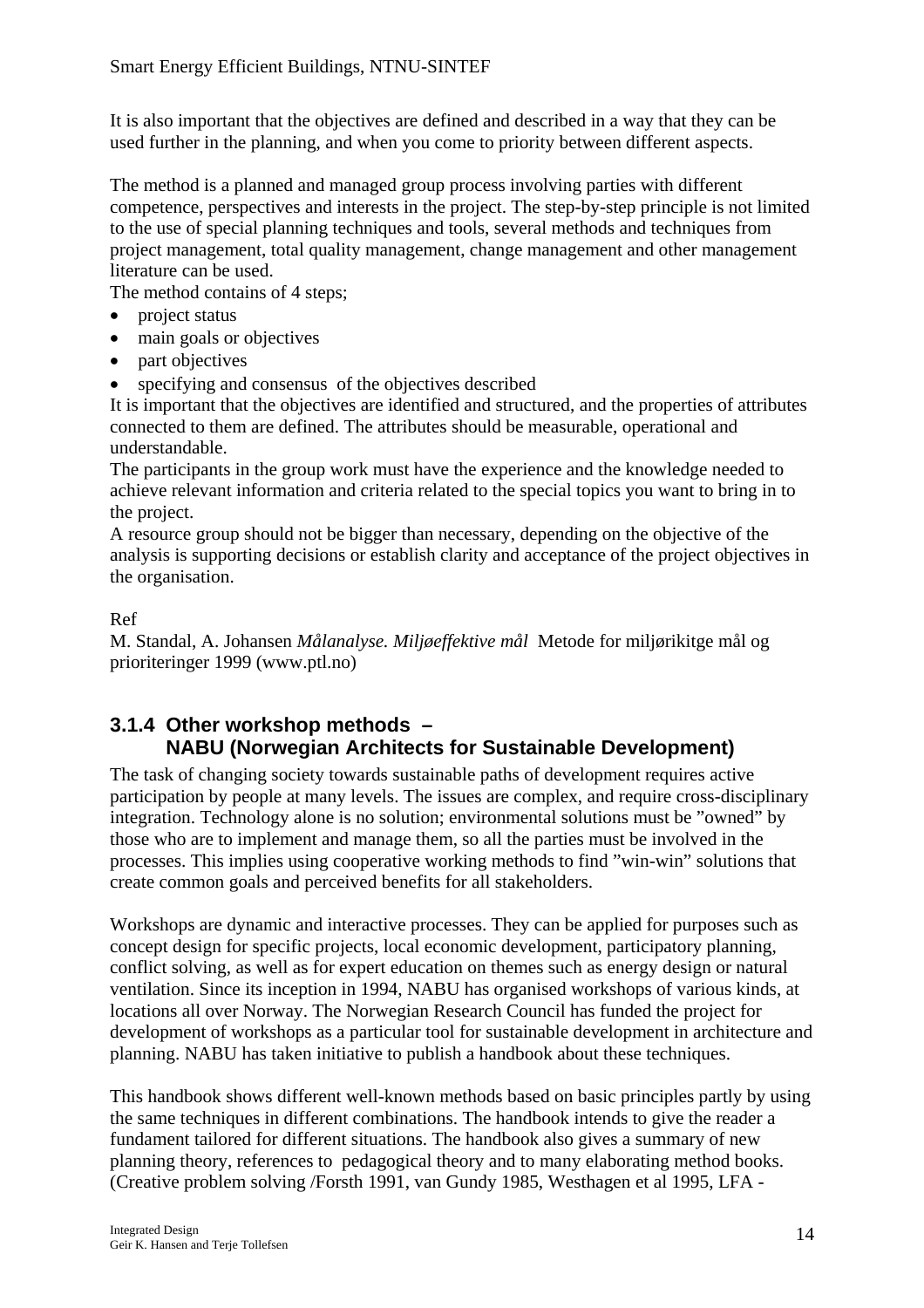It is also important that the objectives are defined and described in a way that they can be used further in the planning, and when you come to priority between different aspects.

The method is a planned and managed group process involving parties with different competence, perspectives and interests in the project. The step-by-step principle is not limited to the use of special planning techniques and tools, several methods and techniques from project management, total quality management, change management and other management literature can be used.
The method contains of 4 steps;

- project status
- main goals or objectives
- part objectives
- specifying and consensus of the objectives described

It is important that the objectives are identified and structured, and the properties of attributes connected to them are defined. The attributes should be measurable, operational and understandable.
The participants in the group work must have the experience and the knowledge needed to achieve relevant information and criteria related to the special topics you want to bring in to the project.
A resource group should not be bigger than necessary, depending on the objective of the analysis is supporting decisions or establish clarity and acceptance of the project objectives in the organisation.

Ref
M. Standal, A. Johansen *Målanalyse. Miljøeffektive mål* Metode for miljørikitge mål og prioriteringer 1999 (www.ptl.no)

### 3.1.4 Other workshop methods – NABU (Norwegian Architects for Sustainable Development)

The task of changing society towards sustainable paths of development requires active participation by people at many levels. The issues are complex, and require cross-disciplinary integration. Technology alone is no solution; environmental solutions must be "owned" by those who are to implement and manage them, so all the parties must be involved in the processes. This implies using cooperative working methods to find "win-win" solutions that create common goals and perceived benefits for all stakeholders.

Workshops are dynamic and interactive processes. They can be applied for purposes such as concept design for specific projects, local economic development, participatory planning, conflict solving, as well as for expert education on themes such as energy design or natural ventilation. Since its inception in 1994, NABU has organised workshops of various kinds, at locations all over Norway. The Norwegian Research Council has funded the project for development of workshops as a particular tool for sustainable development in architecture and planning. NABU has taken initiative to publish a handbook about these techniques.

This handbook shows different well-known methods based on basic principles partly by using the same techniques in different combinations. The handbook intends to give the reader a fundament tailored for different situations. The handbook also gives a summary of new planning theory, references to pedagogical theory and to many elaborating method books. (Creative problem solving /Forsth 1991, van Gundy 1985, Westhagen et al 1995, LFA -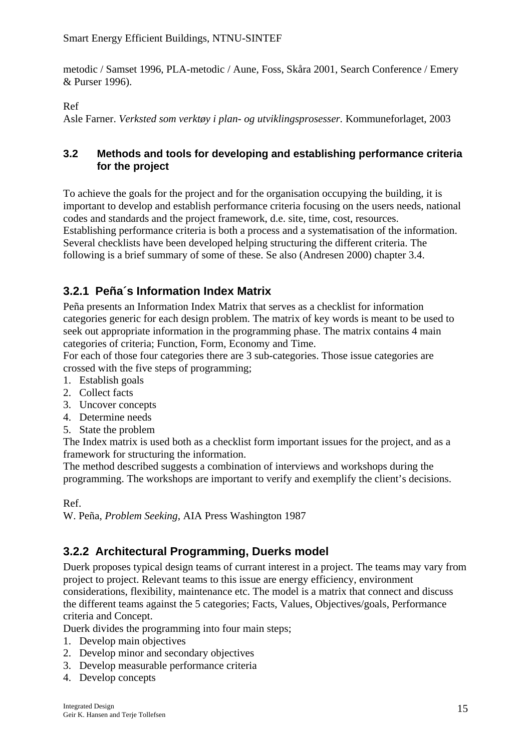metodic / Samset 1996, PLA-metodic / Aune, Foss, Skåra 2001, Search Conference / Emery & Purser 1996).

Ref
Asle Farner. *Verksted som verktøy i plan- og utviklingsprosesser.* Kommuneforlaget, 2003

### 3.2 Methods and tools for developing and establishing performance criteria for the project

To achieve the goals for the project and for the organisation occupying the building, it is important to develop and establish performance criteria focusing on the users needs, national codes and standards and the project framework, d.e. site, time, cost, resources. Establishing performance criteria is both a process and a systematisation of the information. Several checklists have been developed helping structuring the different criteria. The following is a brief summary of some of these. Se also (Andresen 2000) chapter 3.4.

### 3.2.1 Peña´s Information Index Matrix

Peña presents an Information Index Matrix that serves as a checklist for information categories generic for each design problem. The matrix of key words is meant to be used to seek out appropriate information in the programming phase. The matrix contains 4 main categories of criteria; Function, Form, Economy and Time.
For each of those four categories there are 3 sub-categories. Those issue categories are crossed with the five steps of programming;

1. Establish goals
2. Collect facts
3. Uncover concepts
4. Determine needs
5. State the problem

The Index matrix is used both as a checklist form important issues for the project, and as a framework for structuring the information.
The method described suggests a combination of interviews and workshops during the programming. The workshops are important to verify and exemplify the client's decisions.

Ref.
W. Peña, *Problem Seeking*, AIA Press Washington 1987

### 3.2.2 Architectural Programming, Duerks model

Duerk proposes typical design teams of currant interest in a project. The teams may vary from project to project. Relevant teams to this issue are energy efficiency, environment considerations, flexibility, maintenance etc. The model is a matrix that connect and discuss the different teams against the 5 categories; Facts, Values, Objectives/goals, Performance criteria and Concept.
Duerk divides the programming into four main steps;

1. Develop main objectives
2. Develop minor and secondary objectives
3. Develop measurable performance criteria
4. Develop concepts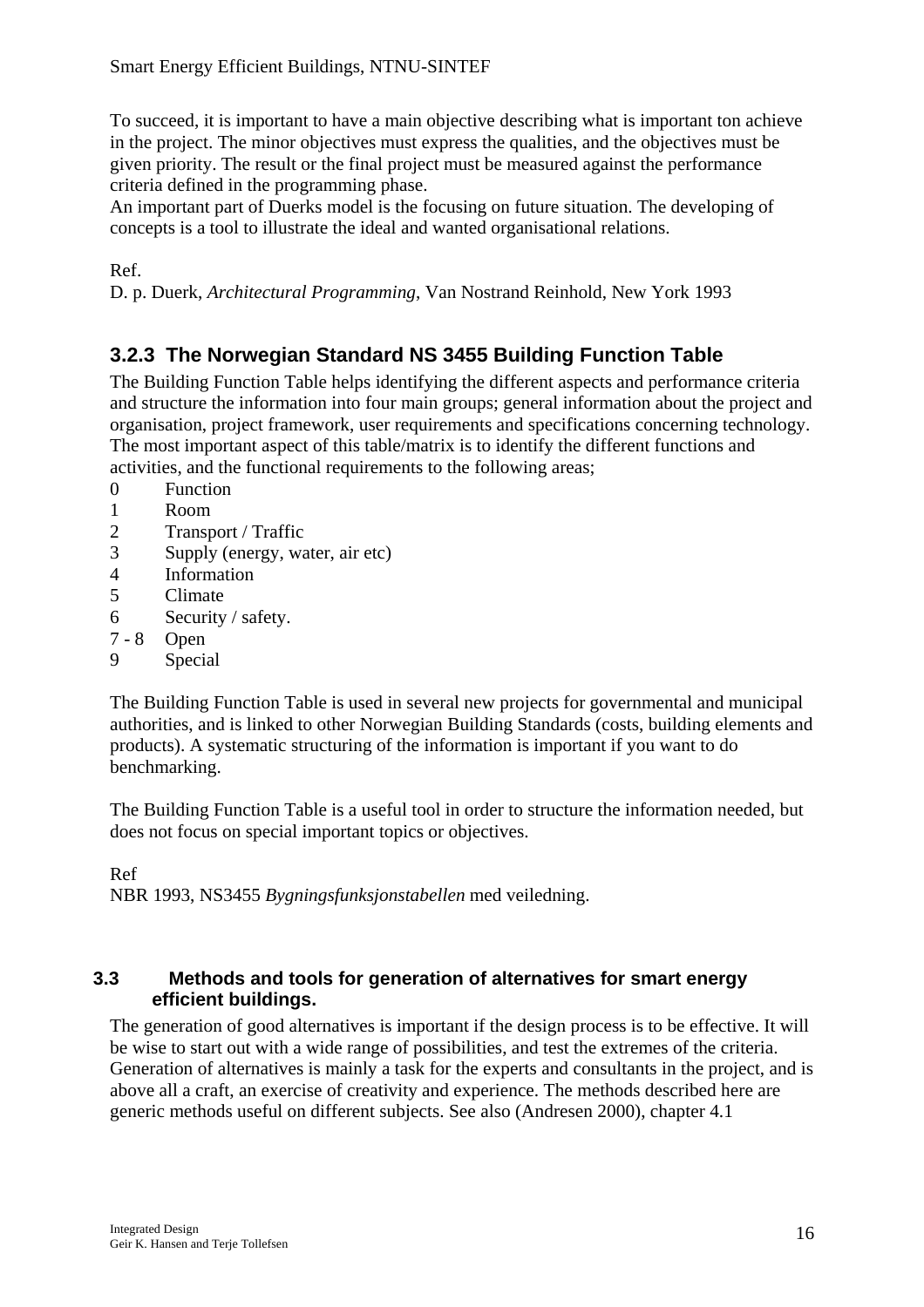To succeed, it is important to have a main objective describing what is important ton achieve in the project. The minor objectives must express the qualities, and the objectives must be given priority. The result or the final project must be measured against the performance criteria defined in the programming phase.
An important part of Duerks model is the focusing on future situation. The developing of concepts is a tool to illustrate the ideal and wanted organisational relations.

Ref.
D. p. Duerk, *Architectural Programming*, Van Nostrand Reinhold, New York 1993

### 3.2.3 The Norwegian Standard NS 3455 Building Function Table

The Building Function Table helps identifying the different aspects and performance criteria and structure the information into four main groups; general information about the project and organisation, project framework, user requirements and specifications concerning technology. The most important aspect of this table/matrix is to identify the different functions and activities, and the functional requirements to the following areas;

0 Function
1 Room
2 Transport / Traffic
3 Supply (energy, water, air etc)
4 Information
5 Climate
6 Security / safety.
7 - 8 Open
9 Special

The Building Function Table is used in several new projects for governmental and municipal authorities, and is linked to other Norwegian Building Standards (costs, building elements and products). A systematic structuring of the information is important if you want to do benchmarking.

The Building Function Table is a useful tool in order to structure the information needed, but does not focus on special important topics or objectives.

Ref
NBR 1993, NS3455 *Bygningsfunksjonstabellen* med veiledning.

## 3.3 Methods and tools for generation of alternatives for smart energy efficient buildings.

The generation of good alternatives is important if the design process is to be effective. It will be wise to start out with a wide range of possibilities, and test the extremes of the criteria. Generation of alternatives is mainly a task for the experts and consultants in the project, and is above all a craft, an exercise of creativity and experience. The methods described here are generic methods useful on different subjects. See also (Andresen 2000), chapter 4.1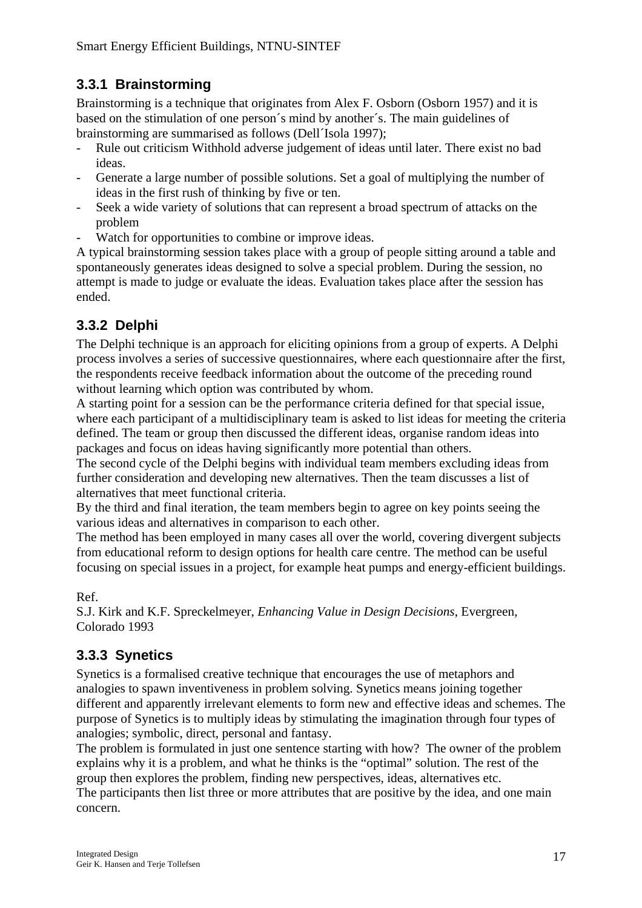### 3.3.1 Brainstorming

Brainstorming is a technique that originates from Alex F. Osborn (Osborn 1957) and it is based on the stimulation of one person´s mind by another´s. The main guidelines of brainstorming are summarised as follows (Dell´Isola 1997);

- Rule out criticism Withhold adverse judgement of ideas until later. There exist no bad ideas.
- Generate a large number of possible solutions. Set a goal of multiplying the number of ideas in the first rush of thinking by five or ten.
- Seek a wide variety of solutions that can represent a broad spectrum of attacks on the problem
- Watch for opportunities to combine or improve ideas.

A typical brainstorming session takes place with a group of people sitting around a table and spontaneously generates ideas designed to solve a special problem. During the session, no attempt is made to judge or evaluate the ideas. Evaluation takes place after the session has ended.

### 3.3.2 Delphi

The Delphi technique is an approach for eliciting opinions from a group of experts. A Delphi process involves a series of successive questionnaires, where each questionnaire after the first, the respondents receive feedback information about the outcome of the preceding round without learning which option was contributed by whom.

A starting point for a session can be the performance criteria defined for that special issue, where each participant of a multidisciplinary team is asked to list ideas for meeting the criteria defined. The team or group then discussed the different ideas, organise random ideas into packages and focus on ideas having significantly more potential than others.

The second cycle of the Delphi begins with individual team members excluding ideas from further consideration and developing new alternatives. Then the team discusses a list of alternatives that meet functional criteria.

By the third and final iteration, the team members begin to agree on key points seeing the various ideas and alternatives in comparison to each other.

The method has been employed in many cases all over the world, covering divergent subjects from educational reform to design options for health care centre. The method can be useful focusing on special issues in a project, for example heat pumps and energy-efficient buildings.

Ref.

S.J. Kirk and K.F. Spreckelmeyer, *Enhancing Value in Design Decisions*, Evergreen, Colorado 1993

### 3.3.3 Synetics

Synetics is a formalised creative technique that encourages the use of metaphors and analogies to spawn inventiveness in problem solving. Synetics means joining together different and apparently irrelevant elements to form new and effective ideas and schemes. The purpose of Synetics is to multiply ideas by stimulating the imagination through four types of analogies; symbolic, direct, personal and fantasy.

The problem is formulated in just one sentence starting with how? The owner of the problem explains why it is a problem, and what he thinks is the "optimal" solution. The rest of the group then explores the problem, finding new perspectives, ideas, alternatives etc.

The participants then list three or more attributes that are positive by the idea, and one main concern.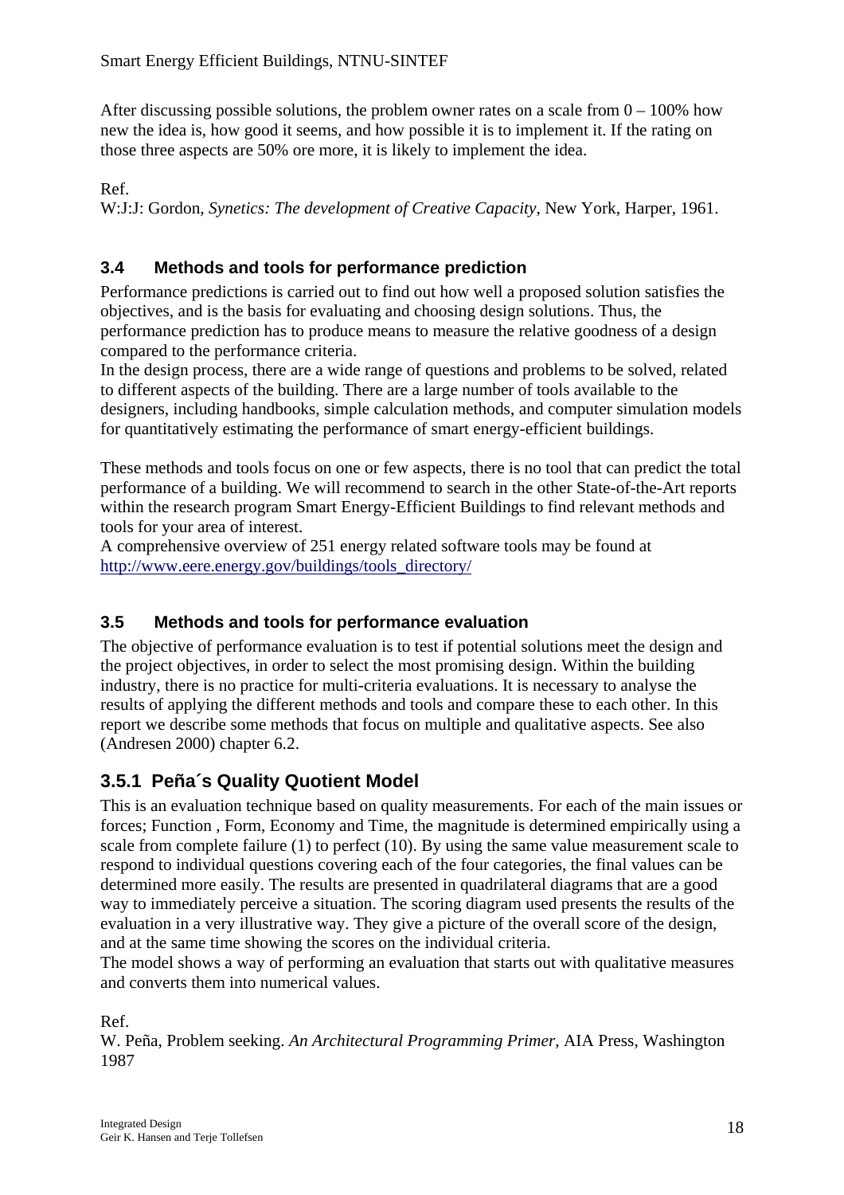After discussing possible solutions, the problem owner rates on a scale from 0 – 100% how new the idea is, how good it seems, and how possible it is to implement it. If the rating on those three aspects are 50% ore more, it is likely to implement the idea.

Ref.
W:J:J: Gordon, *Synetics: The development of Creative Capacity*, New York, Harper, 1961.

### 3.4 Methods and tools for performance prediction

Performance predictions is carried out to find out how well a proposed solution satisfies the objectives, and is the basis for evaluating and choosing design solutions. Thus, the performance prediction has to produce means to measure the relative goodness of a design compared to the performance criteria.
In the design process, there are a wide range of questions and problems to be solved, related to different aspects of the building. There are a large number of tools available to the designers, including handbooks, simple calculation methods, and computer simulation models for quantitatively estimating the performance of smart energy-efficient buildings.

These methods and tools focus on one or few aspects, there is no tool that can predict the total performance of a building. We will recommend to search in the other State-of-the-Art reports within the research program Smart Energy-Efficient Buildings to find relevant methods and tools for your area of interest.
A comprehensive overview of 251 energy related software tools may be found at http://www.eere.energy.gov/buildings/tools_directory/

### 3.5 Methods and tools for performance evaluation

The objective of performance evaluation is to test if potential solutions meet the design and the project objectives, in order to select the most promising design. Within the building industry, there is no practice for multi-criteria evaluations. It is necessary to analyse the results of applying the different methods and tools and compare these to each other. In this report we describe some methods that focus on multiple and qualitative aspects. See also (Andresen 2000) chapter 6.2.

### 3.5.1 Peña´s Quality Quotient Model

This is an evaluation technique based on quality measurements. For each of the main issues or forces; Function , Form, Economy and Time, the magnitude is determined empirically using a scale from complete failure (1) to perfect (10). By using the same value measurement scale to respond to individual questions covering each of the four categories, the final values can be determined more easily. The results are presented in quadrilateral diagrams that are a good way to immediately perceive a situation. The scoring diagram used presents the results of the evaluation in a very illustrative way. They give a picture of the overall score of the design, and at the same time showing the scores on the individual criteria.
The model shows a way of performing an evaluation that starts out with qualitative measures and converts them into numerical values.

Ref.
W. Peña, Problem seeking. *An Architectural Programming Primer*, AIA Press, Washington 1987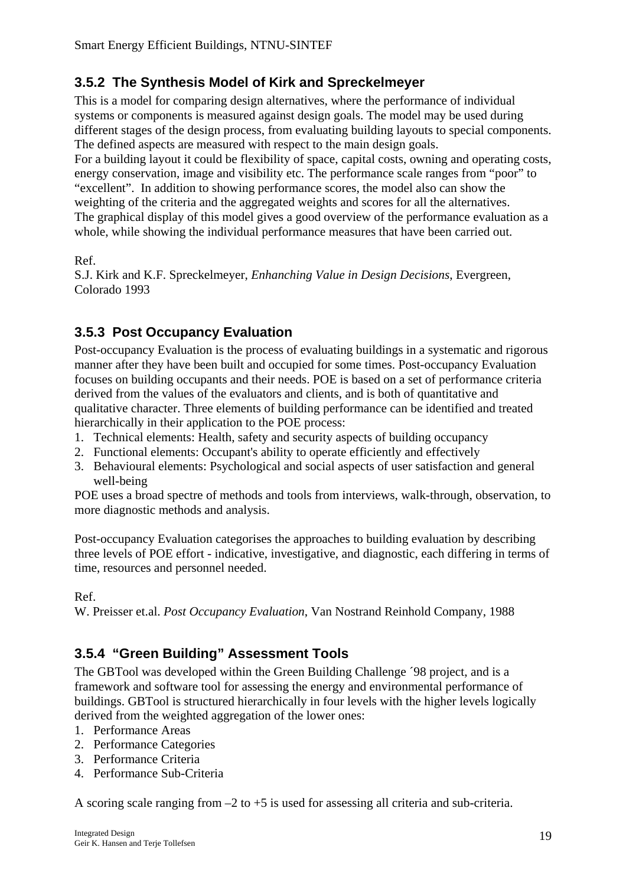### 3.5.2 The Synthesis Model of Kirk and Spreckelmeyer

This is a model for comparing design alternatives, where the performance of individual systems or components is measured against design goals. The model may be used during different stages of the design process, from evaluating building layouts to special components. The defined aspects are measured with respect to the main design goals.
For a building layout it could be flexibility of space, capital costs, owning and operating costs, energy conservation, image and visibility etc. The performance scale ranges from "poor" to "excellent". In addition to showing performance scores, the model also can show the weighting of the criteria and the aggregated weights and scores for all the alternatives.
The graphical display of this model gives a good overview of the performance evaluation as a whole, while showing the individual performance measures that have been carried out.

Ref.
S.J. Kirk and K.F. Spreckelmeyer, *Enhanching Value in Design Decisions*, Evergreen, Colorado 1993

### 3.5.3 Post Occupancy Evaluation

Post-occupancy Evaluation is the process of evaluating buildings in a systematic and rigorous manner after they have been built and occupied for some times. Post-occupancy Evaluation focuses on building occupants and their needs. POE is based on a set of performance criteria derived from the values of the evaluators and clients, and is both of quantitative and qualitative character. Three elements of building performance can be identified and treated hierarchically in their application to the POE process:

1. Technical elements: Health, safety and security aspects of building occupancy
2. Functional elements: Occupant's ability to operate efficiently and effectively
3. Behavioural elements: Psychological and social aspects of user satisfaction and general well-being

POE uses a broad spectre of methods and tools from interviews, walk-through, observation, to more diagnostic methods and analysis.

Post-occupancy Evaluation categorises the approaches to building evaluation by describing three levels of POE effort - indicative, investigative, and diagnostic, each differing in terms of time, resources and personnel needed.

Ref.
W. Preisser et.al. *Post Occupancy Evaluation*, Van Nostrand Reinhold Company, 1988

### 3.5.4 "Green Building" Assessment Tools

The GBTool was developed within the Green Building Challenge ´98 project, and is a framework and software tool for assessing the energy and environmental performance of buildings. GBTool is structured hierarchically in four levels with the higher levels logically derived from the weighted aggregation of the lower ones:

1. Performance Areas
2. Performance Categories
3. Performance Criteria
4. Performance Sub-Criteria

A scoring scale ranging from –2 to +5 is used for assessing all criteria and sub-criteria.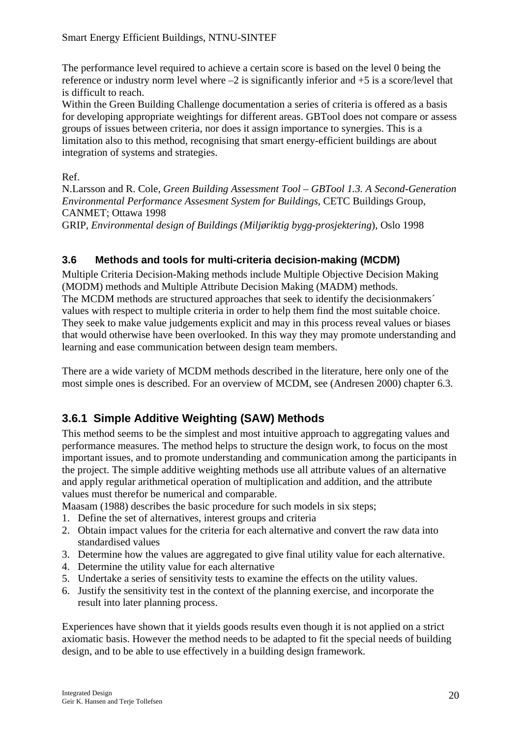The performance level required to achieve a certain score is based on the level 0 being the reference or industry norm level where –2 is significantly inferior and +5 is a score/level that is difficult to reach.
Within the Green Building Challenge documentation a series of criteria is offered as a basis for developing appropriate weightings for different areas. GBTool does not compare or assess groups of issues between criteria, nor does it assign importance to synergies. This is a limitation also to this method, recognising that smart energy-efficient buildings are about integration of systems and strategies.

Ref.
N.Larsson and R. Cole, *Green Building Assessment Tool – GBTool 1.3. A Second-Generation Environmental Performance Assesment System for Buildings*, CETC Buildings Group, CANMET; Ottawa 1998
GRIP, *Environmental design of Buildings (Miljøriktig bygg-prosjektering*), Oslo 1998

### 3.6 Methods and tools for multi-criteria decision-making (MCDM)

Multiple Criteria Decision-Making methods include Multiple Objective Decision Making (MODM) methods and Multiple Attribute Decision Making (MADM) methods.
The MCDM methods are structured approaches that seek to identify the decisionmakers´ values with respect to multiple criteria in order to help them find the most suitable choice. They seek to make value judgements explicit and may in this process reveal values or biases that would otherwise have been overlooked. In this way they may promote understanding and learning and ease communication between design team members.

There are a wide variety of MCDM methods described in the literature, here only one of the most simple ones is described. For an overview of MCDM, see (Andresen 2000) chapter 6.3.

## 3.6.1 Simple Additive Weighting (SAW) Methods

This method seems to be the simplest and most intuitive approach to aggregating values and performance measures. The method helps to structure the design work, to focus on the most important issues, and to promote understanding and communication among the participants in the project. The simple additive weighting methods use all attribute values of an alternative and apply regular arithmetical operation of multiplication and addition, and the attribute values must therefor be numerical and comparable.
Maasam (1988) describes the basic procedure for such models in six steps;

1. Define the set of alternatives, interest groups and criteria
2. Obtain impact values for the criteria for each alternative and convert the raw data into standardised values
3. Determine how the values are aggregated to give final utility value for each alternative.
4. Determine the utility value for each alternative
5. Undertake a series of sensitivity tests to examine the effects on the utility values.
6. Justify the sensitivity test in the context of the planning exercise, and incorporate the result into later planning process.

Experiences have shown that it yields goods results even though it is not applied on a strict axiomatic basis. However the method needs to be adapted to fit the special needs of building design, and to be able to use effectively in a building design framework.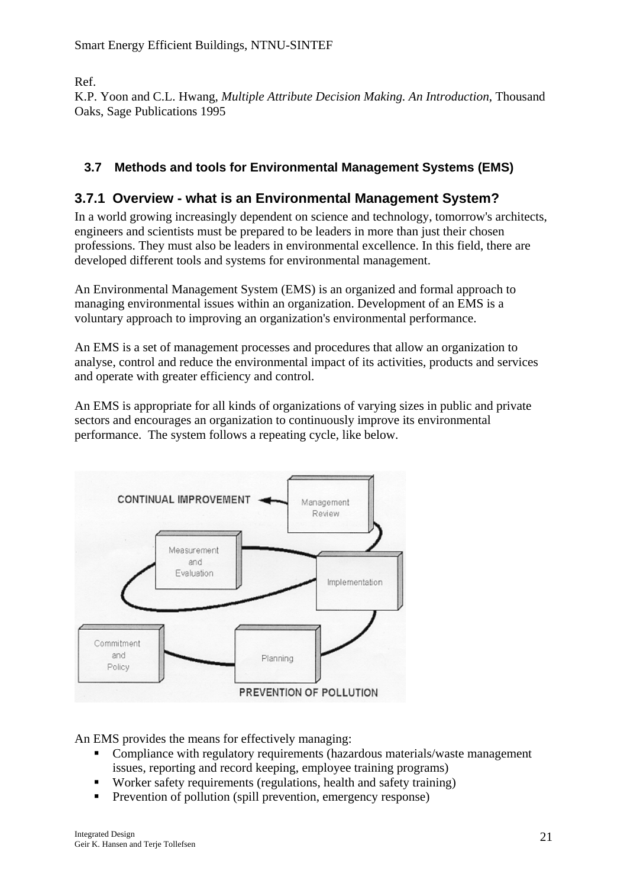Ref.
K.P. Yoon and C.L. Hwang, *Multiple Attribute Decision Making. An Introduction*, Thousand Oaks, Sage Publications 1995

## 3.7 Methods and tools for Environmental Management Systems (EMS)

### 3.7.1 Overview - what is an Environmental Management System?

In a world growing increasingly dependent on science and technology, tomorrow's architects, engineers and scientists must be prepared to be leaders in more than just their chosen professions. They must also be leaders in environmental excellence. In this field, there are developed different tools and systems for environmental management.

An Environmental Management System (EMS) is an organized and formal approach to managing environmental issues within an organization. Development of an EMS is a voluntary approach to improving an organization's environmental performance.

An EMS is a set of management processes and procedures that allow an organization to analyse, control and reduce the environmental impact of its activities, products and services and operate with greater efficiency and control.

An EMS is appropriate for all kinds of organizations of varying sizes in public and private sectors and encourages an organization to continuously improve its environmental performance. The system follows a repeating cycle, like below.

An EMS provides the means for effectively managing:

- Compliance with regulatory requirements (hazardous materials/waste management issues, reporting and record keeping, employee training programs)
- Worker safety requirements (regulations, health and safety training)
- Prevention of pollution (spill prevention, emergency response)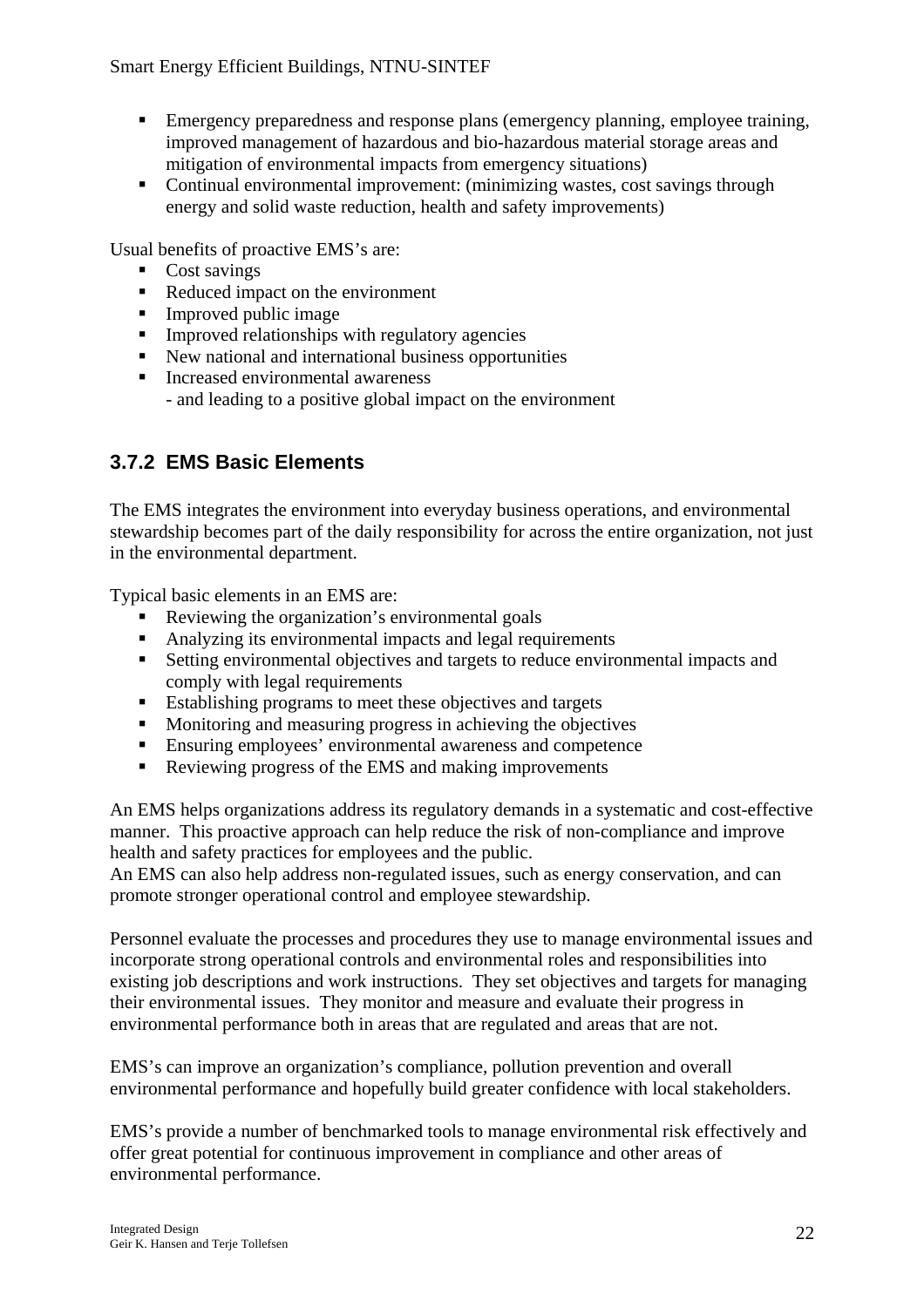- Emergency preparedness and response plans (emergency planning, employee training, improved management of hazardous and bio-hazardous material storage areas and mitigation of environmental impacts from emergency situations)
- Continual environmental improvement: (minimizing wastes, cost savings through energy and solid waste reduction, health and safety improvements)

Usual benefits of proactive EMS's are:

- Cost savings
- Reduced impact on the environment
- Improved public image
- Improved relationships with regulatory agencies
- New national and international business opportunities
- Increased environmental awareness
  - and leading to a positive global impact on the environment

### 3.7.2 EMS Basic Elements

The EMS integrates the environment into everyday business operations, and environmental stewardship becomes part of the daily responsibility for across the entire organization, not just in the environmental department.

Typical basic elements in an EMS are:

- Reviewing the organization's environmental goals
- Analyzing its environmental impacts and legal requirements
- Setting environmental objectives and targets to reduce environmental impacts and comply with legal requirements
- Establishing programs to meet these objectives and targets
- Monitoring and measuring progress in achieving the objectives
- Ensuring employees' environmental awareness and competence
- Reviewing progress of the EMS and making improvements

An EMS helps organizations address its regulatory demands in a systematic and cost-effective manner. This proactive approach can help reduce the risk of non-compliance and improve health and safety practices for employees and the public.
An EMS can also help address non-regulated issues, such as energy conservation, and can promote stronger operational control and employee stewardship.

Personnel evaluate the processes and procedures they use to manage environmental issues and incorporate strong operational controls and environmental roles and responsibilities into existing job descriptions and work instructions. They set objectives and targets for managing their environmental issues. They monitor and measure and evaluate their progress in environmental performance both in areas that are regulated and areas that are not.

EMS's can improve an organization's compliance, pollution prevention and overall environmental performance and hopefully build greater confidence with local stakeholders.

EMS's provide a number of benchmarked tools to manage environmental risk effectively and offer great potential for continuous improvement in compliance and other areas of environmental performance.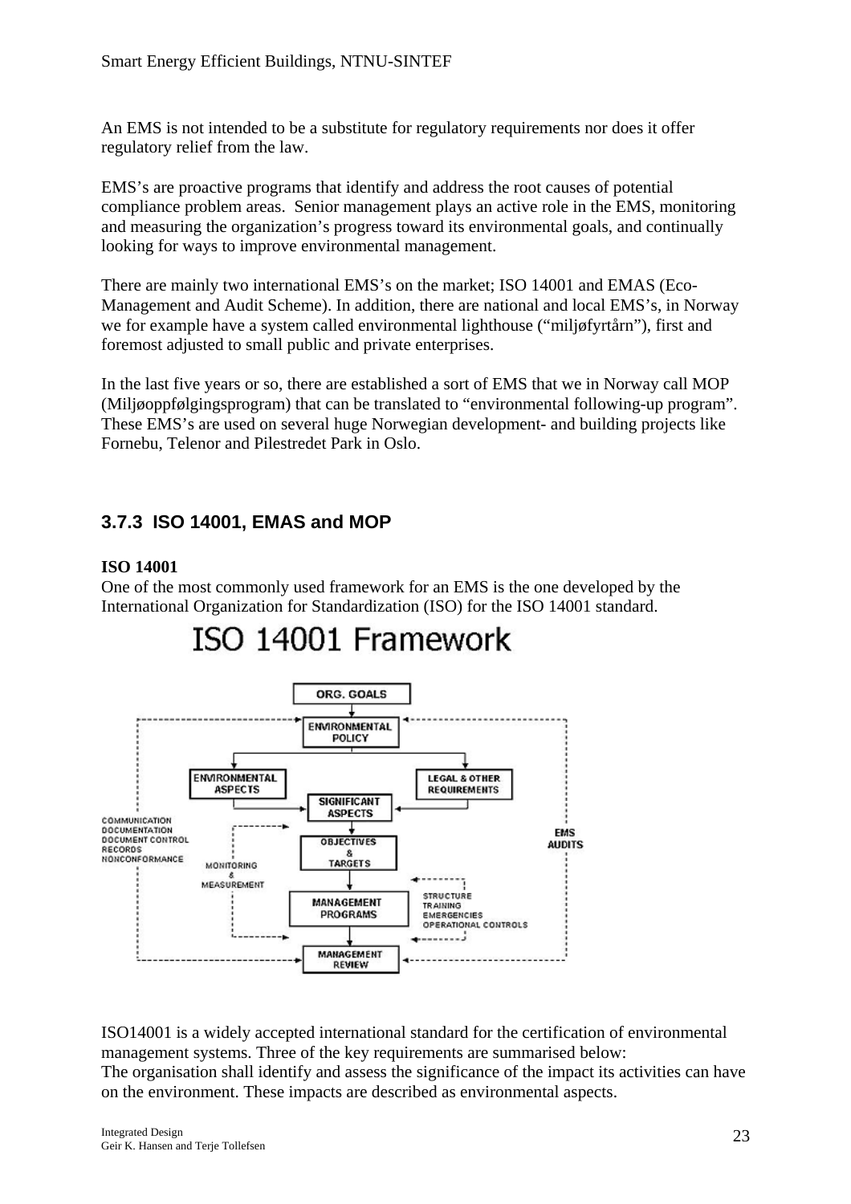An EMS is not intended to be a substitute for regulatory requirements nor does it offer regulatory relief from the law.

EMS's are proactive programs that identify and address the root causes of potential compliance problem areas. Senior management plays an active role in the EMS, monitoring and measuring the organization's progress toward its environmental goals, and continually looking for ways to improve environmental management.

There are mainly two international EMS's on the market; ISO 14001 and EMAS (Eco-Management and Audit Scheme). In addition, there are national and local EMS's, in Norway we for example have a system called environmental lighthouse ("miljøfyrtårn"), first and foremost adjusted to small public and private enterprises.

In the last five years or so, there are established a sort of EMS that we in Norway call MOP (Miljøoppfølgingsprogram) that can be translated to "environmental following-up program". These EMS's are used on several huge Norwegian development- and building projects like Fornebu, Telenor and Pilestredet Park in Oslo.

### 3.7.3 ISO 14001, EMAS and MOP

**ISO 14001**

One of the most commonly used framework for an EMS is the one developed by the International Organization for Standardization (ISO) for the ISO 14001 standard.

**ISO 14001 Framework**

ORG. GOALS
ENVIRONMENTAL POLICY
ENVIRONMENTAL ASPECTS
LEGAL & OTHER REQUIREMENTS
SIGNIFICANT ASPECTS
OBJECTIVES & TARGETS
MANAGEMENT PROGRAMS
MANAGEMENT REVIEW
COMMUNICATION, DOCUMENTATION, DOCUMENT CONTROL, RECORDS, NONCONFORMANCE
MONITORING & MEASUREMENT
STRUCTURE, TRAINING, EMERGENCIES, OPERATIONAL CONTROLS
EMS AUDITS

ISO14001 is a widely accepted international standard for the certification of environmental management systems. Three of the key requirements are summarised below:
The organisation shall identify and assess the significance of the impact its activities can have on the environment. These impacts are described as environmental aspects.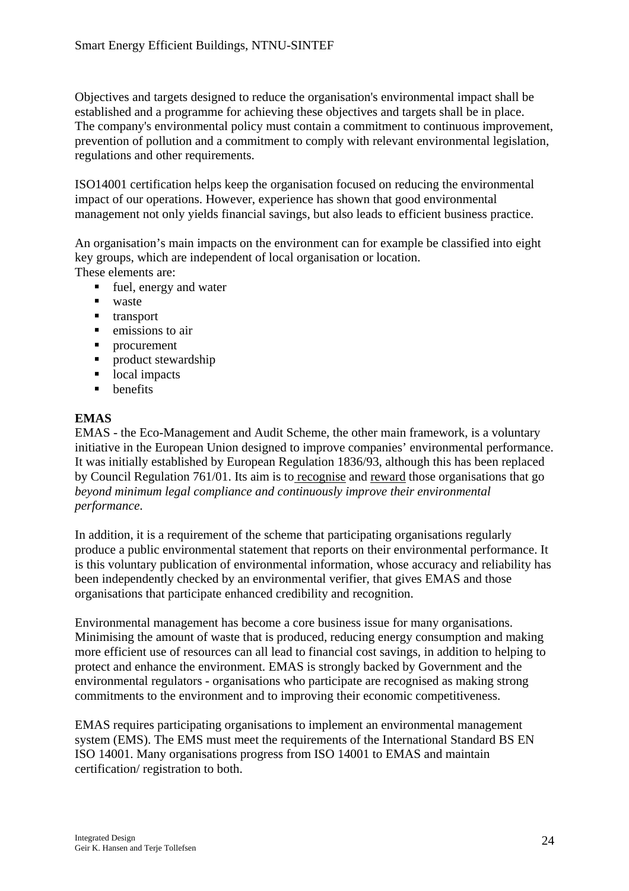Objectives and targets designed to reduce the organisation's environmental impact shall be established and a programme for achieving these objectives and targets shall be in place. The company's environmental policy must contain a commitment to continuous improvement, prevention of pollution and a commitment to comply with relevant environmental legislation, regulations and other requirements.

ISO14001 certification helps keep the organisation focused on reducing the environmental impact of our operations. However, experience has shown that good environmental management not only yields financial savings, but also leads to efficient business practice.

An organisation's main impacts on the environment can for example be classified into eight key groups, which are independent of local organisation or location.
These elements are:

- fuel, energy and water
- waste
- transport
- emissions to air
- procurement
- product stewardship
- local impacts
- benefits

**EMAS**

EMAS - the Eco-Management and Audit Scheme, the other main framework, is a voluntary initiative in the European Union designed to improve companies' environmental performance. It was initially established by European Regulation 1836/93, although this has been replaced by Council Regulation 761/01. Its aim is to recognise and reward those organisations that go *beyond minimum legal compliance and continuously improve their environmental performance.*

In addition, it is a requirement of the scheme that participating organisations regularly produce a public environmental statement that reports on their environmental performance. It is this voluntary publication of environmental information, whose accuracy and reliability has been independently checked by an environmental verifier, that gives EMAS and those organisations that participate enhanced credibility and recognition.

Environmental management has become a core business issue for many organisations. Minimising the amount of waste that is produced, reducing energy consumption and making more efficient use of resources can all lead to financial cost savings, in addition to helping to protect and enhance the environment. EMAS is strongly backed by Government and the environmental regulators - organisations who participate are recognised as making strong commitments to the environment and to improving their economic competitiveness.

EMAS requires participating organisations to implement an environmental management system (EMS). The EMS must meet the requirements of the International Standard BS EN ISO 14001. Many organisations progress from ISO 14001 to EMAS and maintain certification/ registration to both.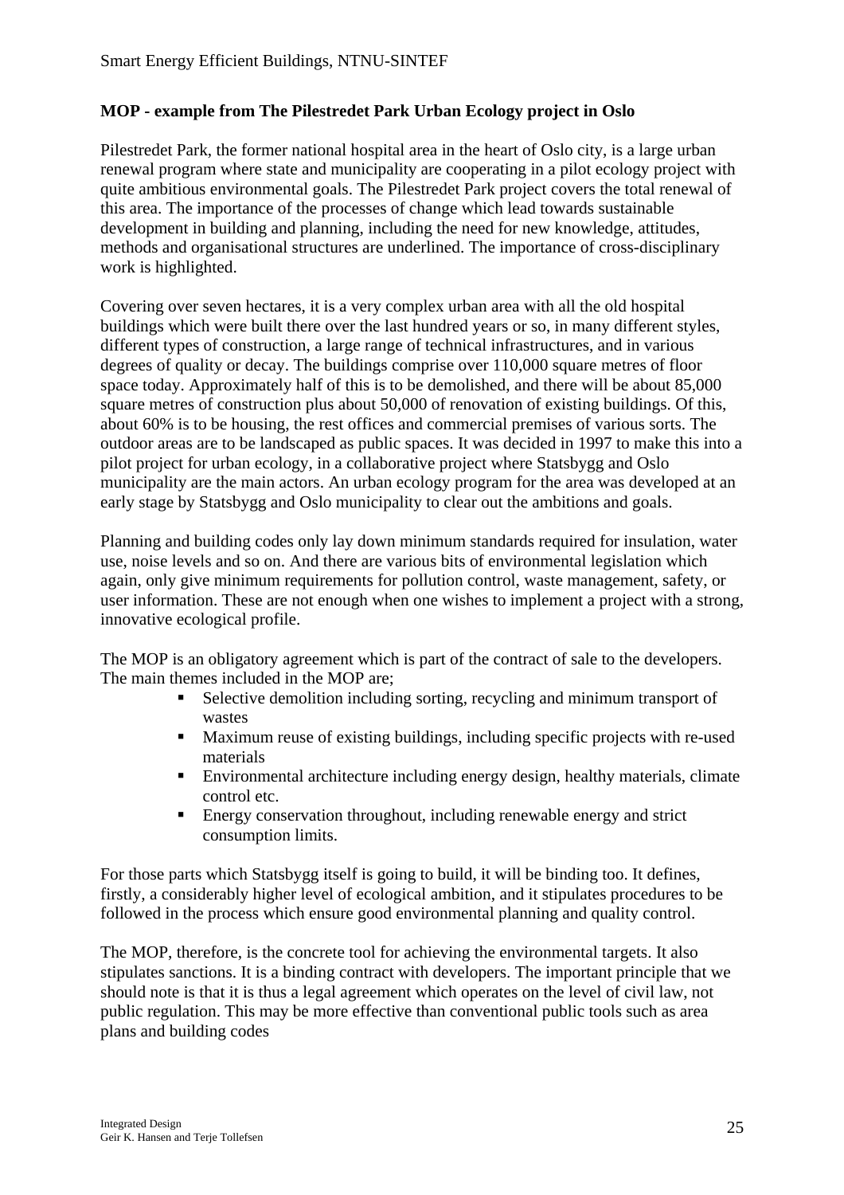**MOP - example from The Pilestredet Park Urban Ecology project in Oslo**

Pilestredet Park, the former national hospital area in the heart of Oslo city, is a large urban renewal program where state and municipality are cooperating in a pilot ecology project with quite ambitious environmental goals. The Pilestredet Park project covers the total renewal of this area. The importance of the processes of change which lead towards sustainable development in building and planning, including the need for new knowledge, attitudes, methods and organisational structures are underlined. The importance of cross-disciplinary work is highlighted.

Covering over seven hectares, it is a very complex urban area with all the old hospital buildings which were built there over the last hundred years or so, in many different styles, different types of construction, a large range of technical infrastructures, and in various degrees of quality or decay. The buildings comprise over 110,000 square metres of floor space today. Approximately half of this is to be demolished, and there will be about 85,000 square metres of construction plus about 50,000 of renovation of existing buildings. Of this, about 60% is to be housing, the rest offices and commercial premises of various sorts. The outdoor areas are to be landscaped as public spaces. It was decided in 1997 to make this into a pilot project for urban ecology, in a collaborative project where Statsbygg and Oslo municipality are the main actors. An urban ecology program for the area was developed at an early stage by Statsbygg and Oslo municipality to clear out the ambitions and goals.

Planning and building codes only lay down minimum standards required for insulation, water use, noise levels and so on. And there are various bits of environmental legislation which again, only give minimum requirements for pollution control, waste management, safety, or user information. These are not enough when one wishes to implement a project with a strong, innovative ecological profile.

The MOP is an obligatory agreement which is part of the contract of sale to the developers. The main themes included in the MOP are;

- Selective demolition including sorting, recycling and minimum transport of wastes
- Maximum reuse of existing buildings, including specific projects with re-used materials
- Environmental architecture including energy design, healthy materials, climate control etc.
- Energy conservation throughout, including renewable energy and strict consumption limits.

For those parts which Statsbygg itself is going to build, it will be binding too. It defines, firstly, a considerably higher level of ecological ambition, and it stipulates procedures to be followed in the process which ensure good environmental planning and quality control.

The MOP, therefore, is the concrete tool for achieving the environmental targets. It also stipulates sanctions. It is a binding contract with developers. The important principle that we should note is that it is thus a legal agreement which operates on the level of civil law, not public regulation. This may be more effective than conventional public tools such as area plans and building codes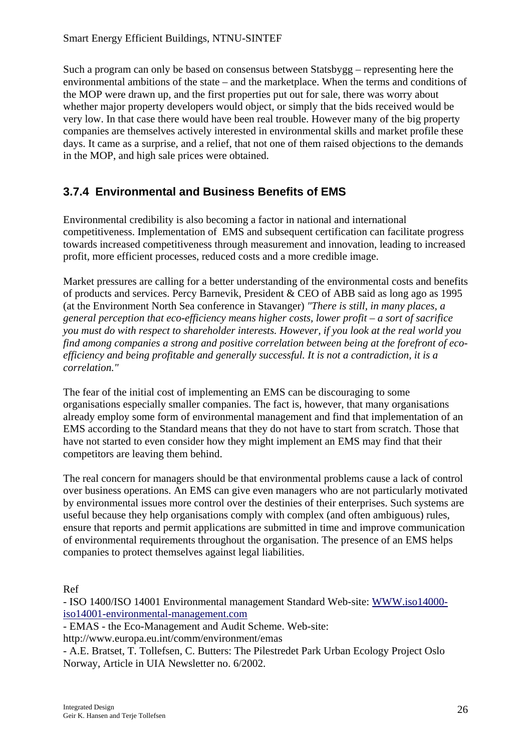Such a program can only be based on consensus between Statsbygg – representing here the environmental ambitions of the state – and the marketplace. When the terms and conditions of the MOP were drawn up, and the first properties put out for sale, there was worry about whether major property developers would object, or simply that the bids received would be very low. In that case there would have been real trouble. However many of the big property companies are themselves actively interested in environmental skills and market profile these days. It came as a surprise, and a relief, that not one of them raised objections to the demands in the MOP, and high sale prices were obtained.

### 3.7.4 Environmental and Business Benefits of EMS

Environmental credibility is also becoming a factor in national and international competitiveness. Implementation of EMS and subsequent certification can facilitate progress towards increased competitiveness through measurement and innovation, leading to increased profit, more efficient processes, reduced costs and a more credible image.

Market pressures are calling for a better understanding of the environmental costs and benefits of products and services. Percy Barnevik, President & CEO of ABB said as long ago as 1995 (at the Environment North Sea conference in Stavanger) *"There is still, in many places, a general perception that eco-efficiency means higher costs, lower profit – a sort of sacrifice you must do with respect to shareholder interests. However, if you look at the real world you find among companies a strong and positive correlation between being at the forefront of eco-efficiency and being profitable and generally successful. It is not a contradiction, it is a correlation."*

The fear of the initial cost of implementing an EMS can be discouraging to some organisations especially smaller companies. The fact is, however, that many organisations already employ some form of environmental management and find that implementation of an EMS according to the Standard means that they do not have to start from scratch. Those that have not started to even consider how they might implement an EMS may find that their competitors are leaving them behind.

The real concern for managers should be that environmental problems cause a lack of control over business operations. An EMS can give even managers who are not particularly motivated by environmental issues more control over the destinies of their enterprises. Such systems are useful because they help organisations comply with complex (and often ambiguous) rules, ensure that reports and permit applications are submitted in time and improve communication of environmental requirements throughout the organisation. The presence of an EMS helps companies to protect themselves against legal liabilities.

Ref

- ISO 1400/ISO 14001 Environmental management Standard Web-site: [WWW.iso14000-iso14001-environmental-management.com](WWW.iso14000-iso14001-environmental-management.com)
- EMAS - the Eco-Management and Audit Scheme. Web-site: http://www.europa.eu.int/comm/environment/emas
- A.E. Bratset, T. Tollefsen, C. Butters: The Pilestredet Park Urban Ecology Project Oslo Norway, Article in UIA Newsletter no. 6/2002.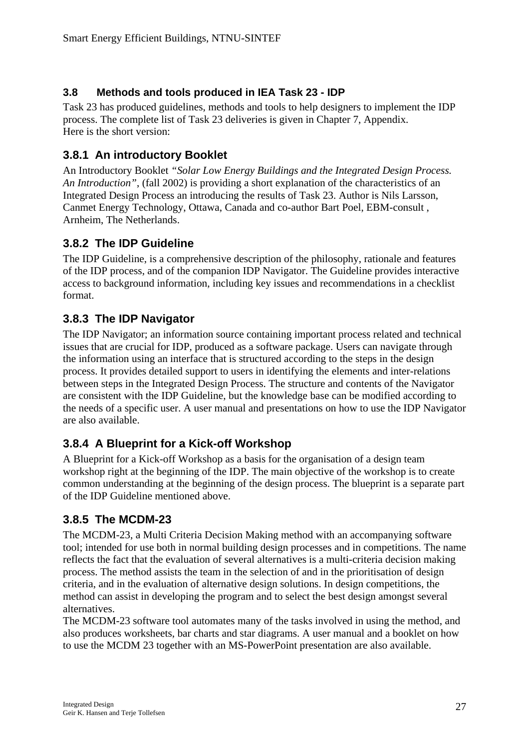## 3.8 Methods and tools produced in IEA Task 23 - IDP

Task 23 has produced guidelines, methods and tools to help designers to implement the IDP process. The complete list of Task 23 deliveries is given in Chapter 7, Appendix.
Here is the short version:

### 3.8.1 An introductory Booklet

An Introductory Booklet *"Solar Low Energy Buildings and the Integrated Design Process. An Introduction"*, (fall 2002) is providing a short explanation of the characteristics of an Integrated Design Process an introducing the results of Task 23. Author is Nils Larsson, Canmet Energy Technology, Ottawa, Canada and co-author Bart Poel, EBM-consult , Arnheim, The Netherlands.

### 3.8.2 The IDP Guideline

The IDP Guideline, is a comprehensive description of the philosophy, rationale and features of the IDP process, and of the companion IDP Navigator. The Guideline provides interactive access to background information, including key issues and recommendations in a checklist format.

### 3.8.3 The IDP Navigator

The IDP Navigator; an information source containing important process related and technical issues that are crucial for IDP, produced as a software package. Users can navigate through the information using an interface that is structured according to the steps in the design process. It provides detailed support to users in identifying the elements and inter-relations between steps in the Integrated Design Process. The structure and contents of the Navigator are consistent with the IDP Guideline, but the knowledge base can be modified according to the needs of a specific user. A user manual and presentations on how to use the IDP Navigator are also available.

### 3.8.4 A Blueprint for a Kick-off Workshop

A Blueprint for a Kick-off Workshop as a basis for the organisation of a design team workshop right at the beginning of the IDP. The main objective of the workshop is to create common understanding at the beginning of the design process. The blueprint is a separate part of the IDP Guideline mentioned above.

### 3.8.5 The MCDM-23

The MCDM-23, a Multi Criteria Decision Making method with an accompanying software tool; intended for use both in normal building design processes and in competitions. The name reflects the fact that the evaluation of several alternatives is a multi-criteria decision making process. The method assists the team in the selection of and in the prioritisation of design criteria, and in the evaluation of alternative design solutions. In design competitions, the method can assist in developing the program and to select the best design amongst several alternatives.
The MCDM-23 software tool automates many of the tasks involved in using the method, and also produces worksheets, bar charts and star diagrams. A user manual and a booklet on how to use the MCDM 23 together with an MS-PowerPoint presentation are also available.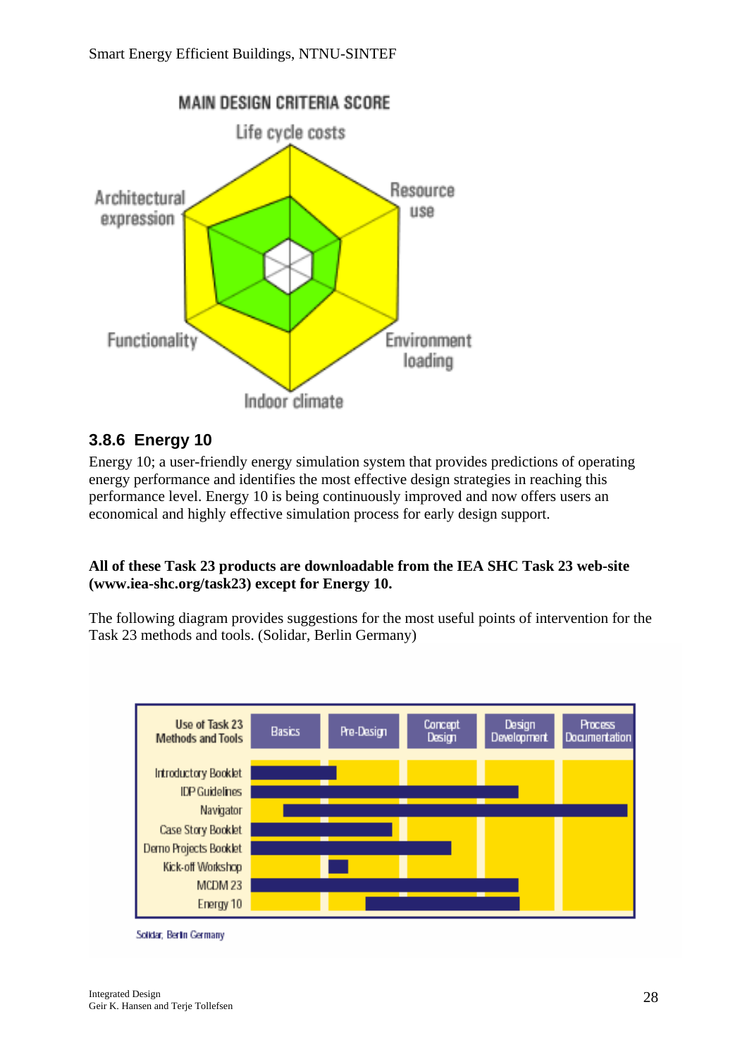### 3.8.6 Energy 10

Energy 10; a user-friendly energy simulation system that provides predictions of operating energy performance and identifies the most effective design strategies in reaching this performance level. Energy 10 is being continuously improved and now offers users an economical and highly effective simulation process for early design support.

**All of these Task 23 products are downloadable from the IEA SHC Task 23 web-site (www.iea-shc.org/task23) except for Energy 10.**

The following diagram provides suggestions for the most useful points of intervention for the Task 23 methods and tools. (Solidar, Berlin Germany)

Solidar, Berlin Germany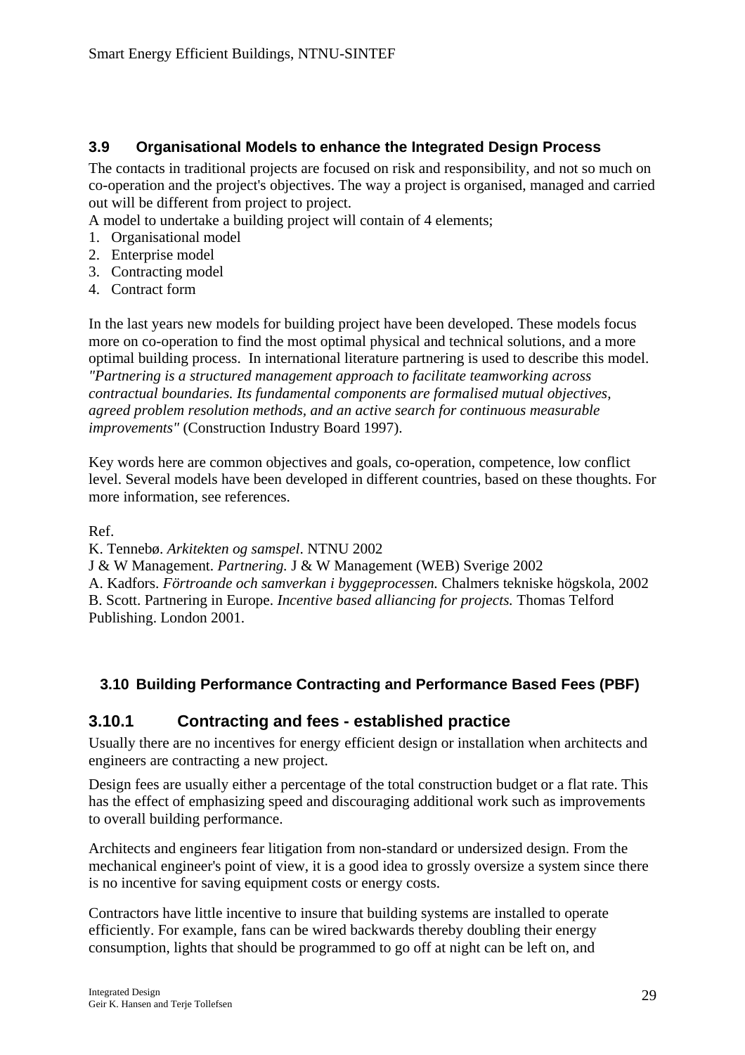### 3.9 Organisational Models to enhance the Integrated Design Process

The contacts in traditional projects are focused on risk and responsibility, and not so much on co-operation and the project's objectives. The way a project is organised, managed and carried out will be different from project to project.
A model to undertake a building project will contain of 4 elements;

1. Organisational model
2. Enterprise model
3. Contracting model
4. Contract form

In the last years new models for building project have been developed. These models focus more on co-operation to find the most optimal physical and technical solutions, and a more optimal building process. In international literature partnering is used to describe this model. *"Partnering is a structured management approach to facilitate teamworking across contractual boundaries. Its fundamental components are formalised mutual objectives, agreed problem resolution methods, and an active search for continuous measurable improvements"* (Construction Industry Board 1997).

Key words here are common objectives and goals, co-operation, competence, low conflict level. Several models have been developed in different countries, based on these thoughts. For more information, see references.

Ref.
K. Tennebø. *Arkitekten og samspel*. NTNU 2002
J & W Management. *Partnering.* J & W Management (WEB) Sverige 2002
A. Kadfors. *Förtroande och samverkan i byggeprocessen.* Chalmers tekniske högskola, 2002
B. Scott. Partnering in Europe. *Incentive based alliancing for projects.* Thomas Telford Publishing. London 2001.

### 3.10 Building Performance Contracting and Performance Based Fees (PBF)

### 3.10.1 Contracting and fees - established practice

Usually there are no incentives for energy efficient design or installation when architects and engineers are contracting a new project.

Design fees are usually either a percentage of the total construction budget or a flat rate. This has the effect of emphasizing speed and discouraging additional work such as improvements to overall building performance.

Architects and engineers fear litigation from non-standard or undersized design. From the mechanical engineer's point of view, it is a good idea to grossly oversize a system since there is no incentive for saving equipment costs or energy costs.

Contractors have little incentive to insure that building systems are installed to operate efficiently. For example, fans can be wired backwards thereby doubling their energy consumption, lights that should be programmed to go off at night can be left on, and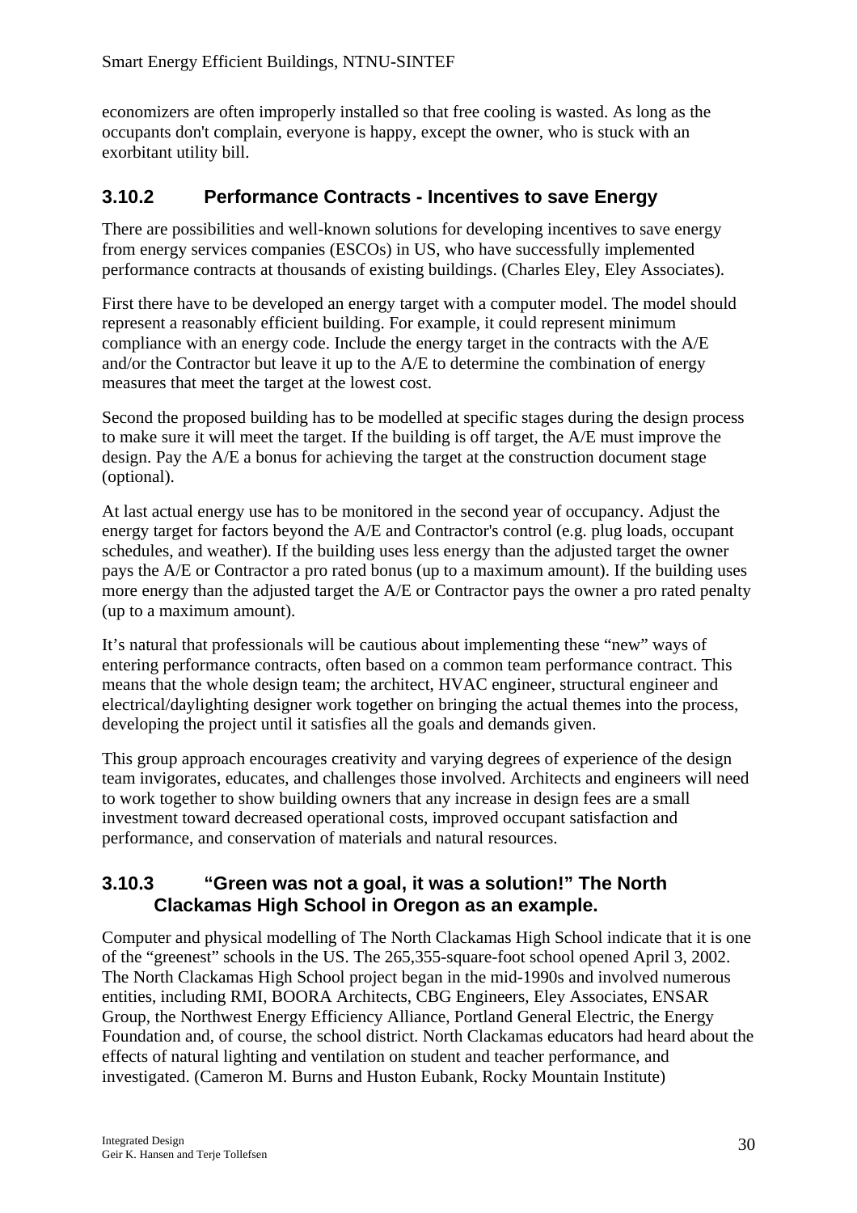economizers are often improperly installed so that free cooling is wasted. As long as the occupants don't complain, everyone is happy, except the owner, who is stuck with an exorbitant utility bill.

### 3.10.2 Performance Contracts - Incentives to save Energy

There are possibilities and well-known solutions for developing incentives to save energy from energy services companies (ESCOs) in US, who have successfully implemented performance contracts at thousands of existing buildings. (Charles Eley, Eley Associates).

First there have to be developed an energy target with a computer model. The model should represent a reasonably efficient building. For example, it could represent minimum compliance with an energy code. Include the energy target in the contracts with the A/E and/or the Contractor but leave it up to the A/E to determine the combination of energy measures that meet the target at the lowest cost.

Second the proposed building has to be modelled at specific stages during the design process to make sure it will meet the target. If the building is off target, the A/E must improve the design. Pay the A/E a bonus for achieving the target at the construction document stage (optional).

At last actual energy use has to be monitored in the second year of occupancy. Adjust the energy target for factors beyond the A/E and Contractor's control (e.g. plug loads, occupant schedules, and weather). If the building uses less energy than the adjusted target the owner pays the A/E or Contractor a pro rated bonus (up to a maximum amount). If the building uses more energy than the adjusted target the A/E or Contractor pays the owner a pro rated penalty (up to a maximum amount).

It's natural that professionals will be cautious about implementing these "new" ways of entering performance contracts, often based on a common team performance contract. This means that the whole design team; the architect, HVAC engineer, structural engineer and electrical/daylighting designer work together on bringing the actual themes into the process, developing the project until it satisfies all the goals and demands given.

This group approach encourages creativity and varying degrees of experience of the design team invigorates, educates, and challenges those involved. Architects and engineers will need to work together to show building owners that any increase in design fees are a small investment toward decreased operational costs, improved occupant satisfaction and performance, and conservation of materials and natural resources.

### 3.10.3 "Green was not a goal, it was a solution!" The North Clackamas High School in Oregon as an example.

Computer and physical modelling of The North Clackamas High School indicate that it is one of the "greenest" schools in the US. The 265,355-square-foot school opened April 3, 2002. The North Clackamas High School project began in the mid-1990s and involved numerous entities, including RMI, BOORA Architects, CBG Engineers, Eley Associates, ENSAR Group, the Northwest Energy Efficiency Alliance, Portland General Electric, the Energy Foundation and, of course, the school district. North Clackamas educators had heard about the effects of natural lighting and ventilation on student and teacher performance, and investigated. (Cameron M. Burns and Huston Eubank, Rocky Mountain Institute)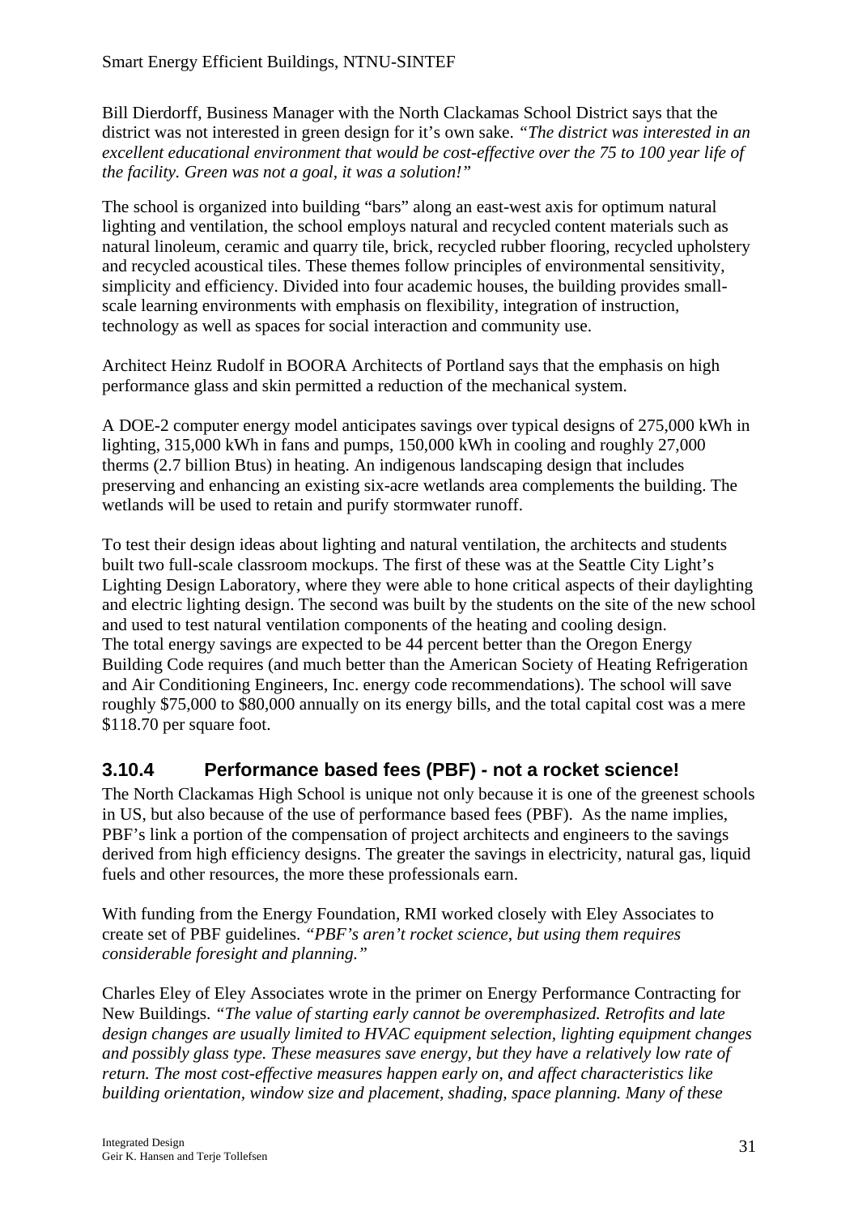Bill Dierdorff, Business Manager with the North Clackamas School District says that the district was not interested in green design for it's own sake. *"The district was interested in an excellent educational environment that would be cost-effective over the 75 to 100 year life of the facility. Green was not a goal, it was a solution!"*

The school is organized into building "bars" along an east-west axis for optimum natural lighting and ventilation, the school employs natural and recycled content materials such as natural linoleum, ceramic and quarry tile, brick, recycled rubber flooring, recycled upholstery and recycled acoustical tiles. These themes follow principles of environmental sensitivity, simplicity and efficiency. Divided into four academic houses, the building provides small-scale learning environments with emphasis on flexibility, integration of instruction, technology as well as spaces for social interaction and community use.

Architect Heinz Rudolf in BOORA Architects of Portland says that the emphasis on high performance glass and skin permitted a reduction of the mechanical system.

A DOE-2 computer energy model anticipates savings over typical designs of 275,000 kWh in lighting, 315,000 kWh in fans and pumps, 150,000 kWh in cooling and roughly 27,000 therms (2.7 billion Btus) in heating. An indigenous landscaping design that includes preserving and enhancing an existing six-acre wetlands area complements the building. The wetlands will be used to retain and purify stormwater runoff.

To test their design ideas about lighting and natural ventilation, the architects and students built two full-scale classroom mockups. The first of these was at the Seattle City Light's Lighting Design Laboratory, where they were able to hone critical aspects of their daylighting and electric lighting design. The second was built by the students on the site of the new school and used to test natural ventilation components of the heating and cooling design.
The total energy savings are expected to be 44 percent better than the Oregon Energy Building Code requires (and much better than the American Society of Heating Refrigeration and Air Conditioning Engineers, Inc. energy code recommendations). The school will save roughly $75,000 to $80,000 annually on its energy bills, and the total capital cost was a mere $118.70 per square foot.

### 3.10.4 Performance based fees (PBF) - not a rocket science!

The North Clackamas High School is unique not only because it is one of the greenest schools in US, but also because of the use of performance based fees (PBF). As the name implies, PBF's link a portion of the compensation of project architects and engineers to the savings derived from high efficiency designs. The greater the savings in electricity, natural gas, liquid fuels and other resources, the more these professionals earn.

With funding from the Energy Foundation, RMI worked closely with Eley Associates to create set of PBF guidelines. *"PBF's aren't rocket science, but using them requires considerable foresight and planning."*

Charles Eley of Eley Associates wrote in the primer on Energy Performance Contracting for New Buildings. *"The value of starting early cannot be overemphasized. Retrofits and late design changes are usually limited to HVAC equipment selection, lighting equipment changes and possibly glass type. These measures save energy, but they have a relatively low rate of return. The most cost-effective measures happen early on, and affect characteristics like building orientation, window size and placement, shading, space planning. Many of these*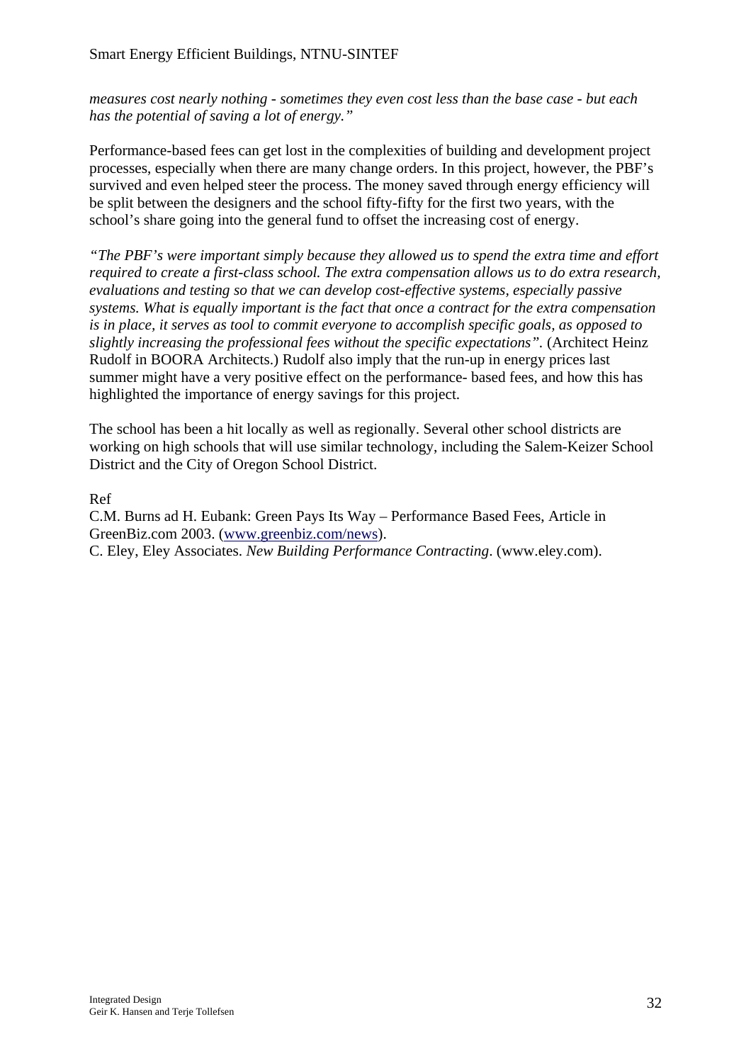*measures cost nearly nothing - sometimes they even cost less than the base case - but each has the potential of saving a lot of energy."*

Performance-based fees can get lost in the complexities of building and development project processes, especially when there are many change orders. In this project, however, the PBF's survived and even helped steer the process. The money saved through energy efficiency will be split between the designers and the school fifty-fifty for the first two years, with the school's share going into the general fund to offset the increasing cost of energy.

*"The PBF's were important simply because they allowed us to spend the extra time and effort required to create a first-class school. The extra compensation allows us to do extra research, evaluations and testing so that we can develop cost-effective systems, especially passive systems. What is equally important is the fact that once a contract for the extra compensation is in place, it serves as tool to commit everyone to accomplish specific goals, as opposed to slightly increasing the professional fees without the specific expectations".* (Architect Heinz Rudolf in BOORA Architects.) Rudolf also imply that the run-up in energy prices last summer might have a very positive effect on the performance- based fees, and how this has highlighted the importance of energy savings for this project.

The school has been a hit locally as well as regionally. Several other school districts are working on high schools that will use similar technology, including the Salem-Keizer School District and the City of Oregon School District.

Ref

C.M. Burns ad H. Eubank: Green Pays Its Way – Performance Based Fees, Article in GreenBiz.com 2003. (www.greenbiz.com/news).

C. Eley, Eley Associates. *New Building Performance Contracting*. (www.eley.com).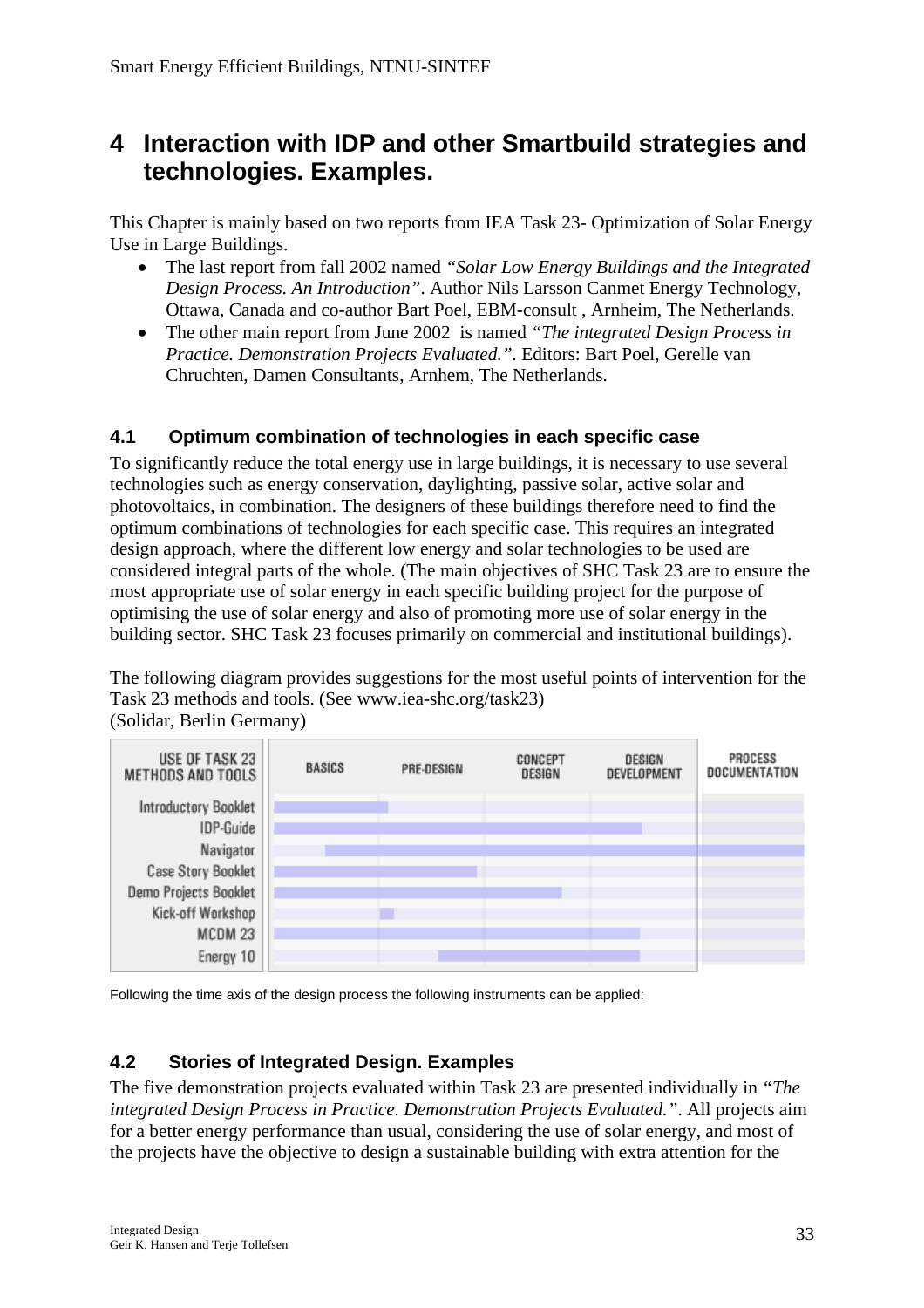# 4 Interaction with IDP and other Smartbuild strategies and technologies. Examples.

This Chapter is mainly based on two reports from IEA Task 23- Optimization of Solar Energy Use in Large Buildings.

- The last report from fall 2002 named *"Solar Low Energy Buildings and the Integrated Design Process. An Introduction"*. Author Nils Larsson Canmet Energy Technology, Ottawa, Canada and co-author Bart Poel, EBM-consult , Arnheim, The Netherlands.
- The other main report from June 2002 is named *"The integrated Design Process in Practice. Demonstration Projects Evaluated."*. Editors: Bart Poel, Gerelle van Chruchten, Damen Consultants, Arnhem, The Netherlands.

## 4.1 Optimum combination of technologies in each specific case

To significantly reduce the total energy use in large buildings, it is necessary to use several technologies such as energy conservation, daylighting, passive solar, active solar and photovoltaics, in combination. The designers of these buildings therefore need to find the optimum combinations of technologies for each specific case. This requires an integrated design approach, where the different low energy and solar technologies to be used are considered integral parts of the whole. (The main objectives of SHC Task 23 are to ensure the most appropriate use of solar energy in each specific building project for the purpose of optimising the use of solar energy and also of promoting more use of solar energy in the building sector. SHC Task 23 focuses primarily on commercial and institutional buildings).

The following diagram provides suggestions for the most useful points of intervention for the Task 23 methods and tools. (See www.iea-shc.org/task23)
(Solidar, Berlin Germany)

| USE OF TASK 23 METHODS AND TOOLS | BASICS | PRE-DESIGN | CONCEPT DESIGN | DESIGN DEVELOPMENT | PROCESS DOCUMENTATION |
|---|---|---|---|---|---|
| Introductory Booklet | ■ | | | | |
| IDP-Guide | ■ | ■ | ■ | ■ | |
| Navigator | ■ | ■ | ■ | ■ | ■ |
| Case Story Booklet | ■ | ■ | | | |
| Demo Projects Booklet | ■ | ■ | ■ | | |
| Kick-off Workshop | | ■ | | | |
| MCDM 23 | ■ | ■ | ■ | ■ | |
| Energy 10 | | ■ | ■ | ■ | |

Following the time axis of the design process the following instruments can be applied:

## 4.2 Stories of Integrated Design. Examples

The five demonstration projects evaluated within Task 23 are presented individually in *"The integrated Design Process in Practice. Demonstration Projects Evaluated."*. All projects aim for a better energy performance than usual, considering the use of solar energy, and most of the projects have the objective to design a sustainable building with extra attention for the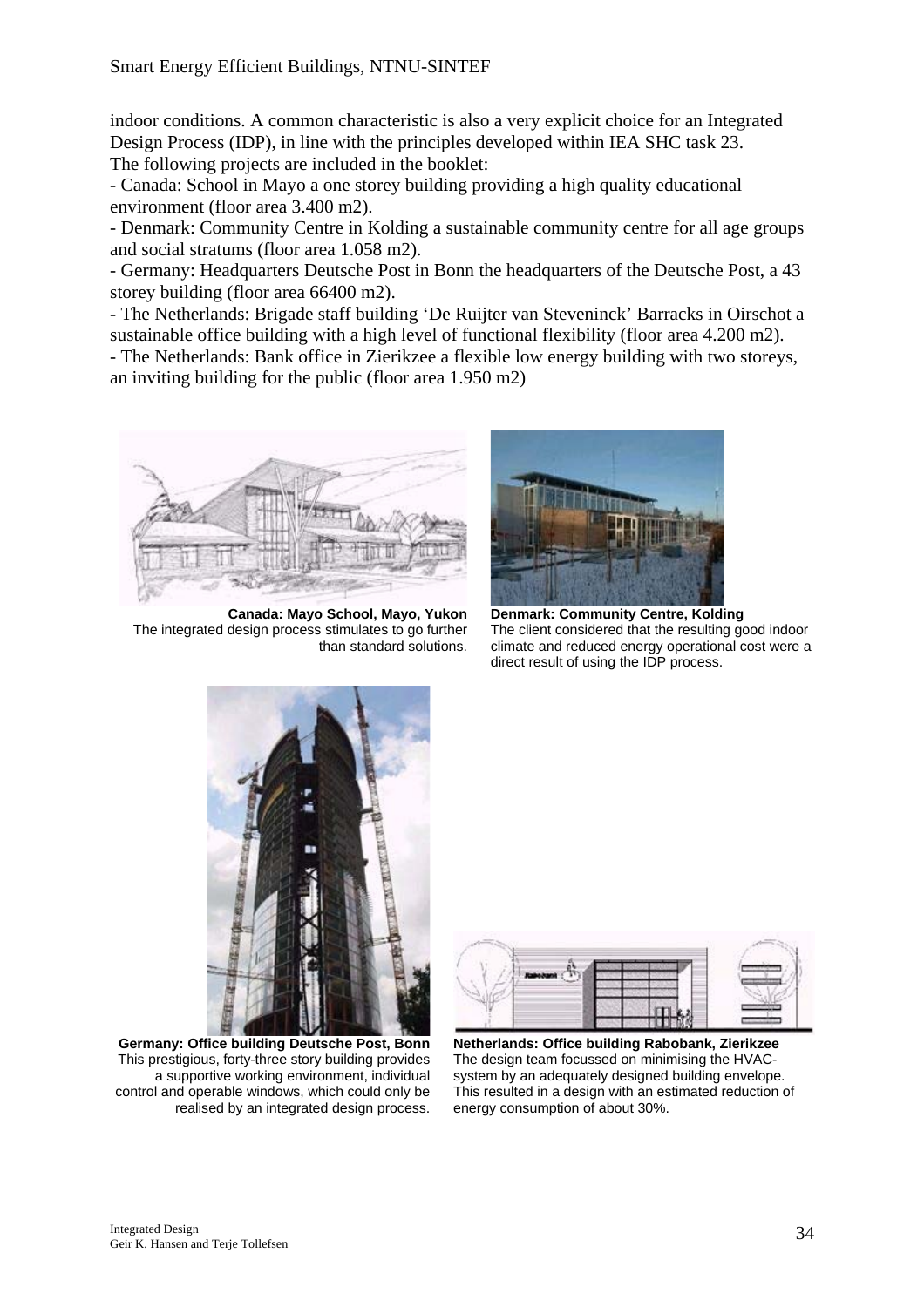indoor conditions. A common characteristic is also a very explicit choice for an Integrated Design Process (IDP), in line with the principles developed within IEA SHC task 23.
The following projects are included in the booklet:

- Canada: School in Mayo a one storey building providing a high quality educational environment (floor area 3.400 m2).
- Denmark: Community Centre in Kolding a sustainable community centre for all age groups and social stratums (floor area 1.058 m2).
- Germany: Headquarters Deutsche Post in Bonn the headquarters of the Deutsche Post, a 43 storey building (floor area 66400 m2).
- The Netherlands: Brigade staff building 'De Ruijter van Steveninck' Barracks in Oirschot a sustainable office building with a high level of functional flexibility (floor area 4.200 m2).
- The Netherlands: Bank office in Zierikzee a flexible low energy building with two storeys, an inviting building for the public (floor area 1.950 m2)

**Canada: Mayo School, Mayo, Yukon**
The integrated design process stimulates to go further than standard solutions.

**Denmark: Community Centre, Kolding**
The client considered that the resulting good indoor climate and reduced energy operational cost were a direct result of using the IDP process.

**Germany: Office building Deutsche Post, Bonn**
This prestigious, forty-three story building provides a supportive working environment, individual control and operable windows, which could only be realised by an integrated design process.

**Netherlands: Office building Rabobank, Zierikzee**
The design team focussed on minimising the HVAC-system by an adequately designed building envelope. This resulted in a design with an estimated reduction of energy consumption of about 30%.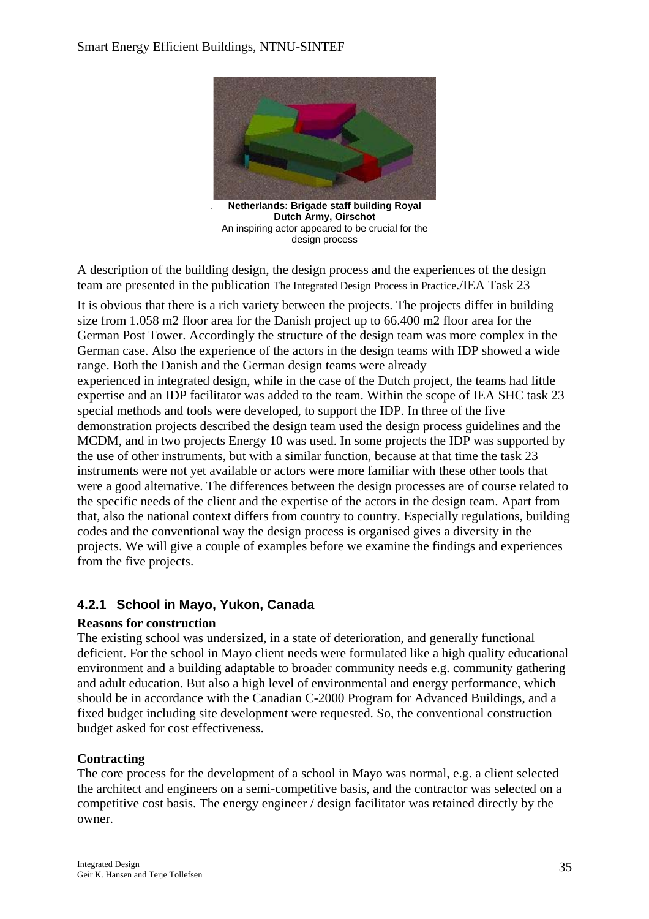Netherlands: Brigade staff building Royal Dutch Army, Oirschot

An inspiring actor appeared to be crucial for the design process

A description of the building design, the design process and the experiences of the design team are presented in the publication The Integrated Design Process in Practice./IEA Task 23

It is obvious that there is a rich variety between the projects. The projects differ in building size from 1.058 m2 floor area for the Danish project up to 66.400 m2 floor area for the German Post Tower. Accordingly the structure of the design team was more complex in the German case. Also the experience of the actors in the design teams with IDP showed a wide range. Both the Danish and the German design teams were already experienced in integrated design, while in the case of the Dutch project, the teams had little expertise and an IDP facilitator was added to the team. Within the scope of IEA SHC task 23 special methods and tools were developed, to support the IDP. In three of the five demonstration projects described the design team used the design process guidelines and the MCDM, and in two projects Energy 10 was used. In some projects the IDP was supported by the use of other instruments, but with a similar function, because at that time the task 23 instruments were not yet available or actors were more familiar with these other tools that were a good alternative. The differences between the design processes are of course related to the specific needs of the client and the expertise of the actors in the design team. Apart from that, also the national context differs from country to country. Especially regulations, building codes and the conventional way the design process is organised gives a diversity in the projects. We will give a couple of examples before we examine the findings and experiences from the five projects.

### 4.2.1 School in Mayo, Yukon, Canada

**Reasons for construction**

The existing school was undersized, in a state of deterioration, and generally functional deficient. For the school in Mayo client needs were formulated like a high quality educational environment and a building adaptable to broader community needs e.g. community gathering and adult education. But also a high level of environmental and energy performance, which should be in accordance with the Canadian C-2000 Program for Advanced Buildings, and a fixed budget including site development were requested. So, the conventional construction budget asked for cost effectiveness.

**Contracting**

The core process for the development of a school in Mayo was normal, e.g. a client selected the architect and engineers on a semi-competitive basis, and the contractor was selected on a competitive cost basis. The energy engineer / design facilitator was retained directly by the owner.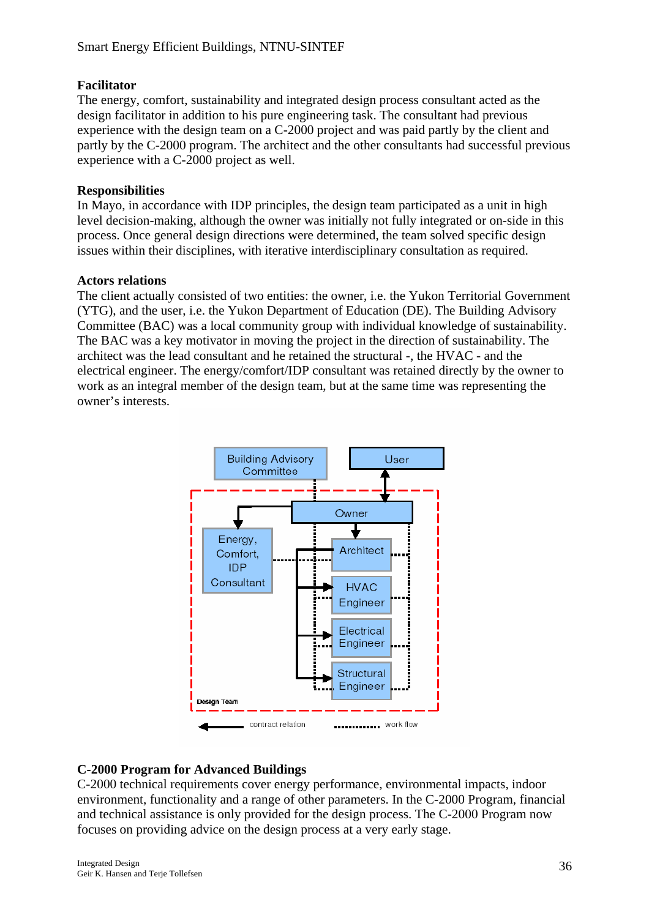### Facilitator

The energy, comfort, sustainability and integrated design process consultant acted as the design facilitator in addition to his pure engineering task. The consultant had previous experience with the design team on a C-2000 project and was paid partly by the client and partly by the C-2000 program. The architect and the other consultants had successful previous experience with a C-2000 project as well.

### Responsibilities

In Mayo, in accordance with IDP principles, the design team participated as a unit in high level decision-making, although the owner was initially not fully integrated or on-side in this process. Once general design directions were determined, the team solved specific design issues within their disciplines, with iterative interdisciplinary consultation as required.

### Actors relations

The client actually consisted of two entities: the owner, i.e. the Yukon Territorial Government (YTG), and the user, i.e. the Yukon Department of Education (DE). The Building Advisory Committee (BAC) was a local community group with individual knowledge of sustainability. The BAC was a key motivator in moving the project in the direction of sustainability. The architect was the lead consultant and he retained the structural -, the HVAC - and the electrical engineer. The energy/comfort/IDP consultant was retained directly by the owner to work as an integral member of the design team, but at the same time was representing the owner's interests.

### C-2000 Program for Advanced Buildings

C-2000 technical requirements cover energy performance, environmental impacts, indoor environment, functionality and a range of other parameters. In the C-2000 Program, financial and technical assistance is only provided for the design process. The C-2000 Program now focuses on providing advice on the design process at a very early stage.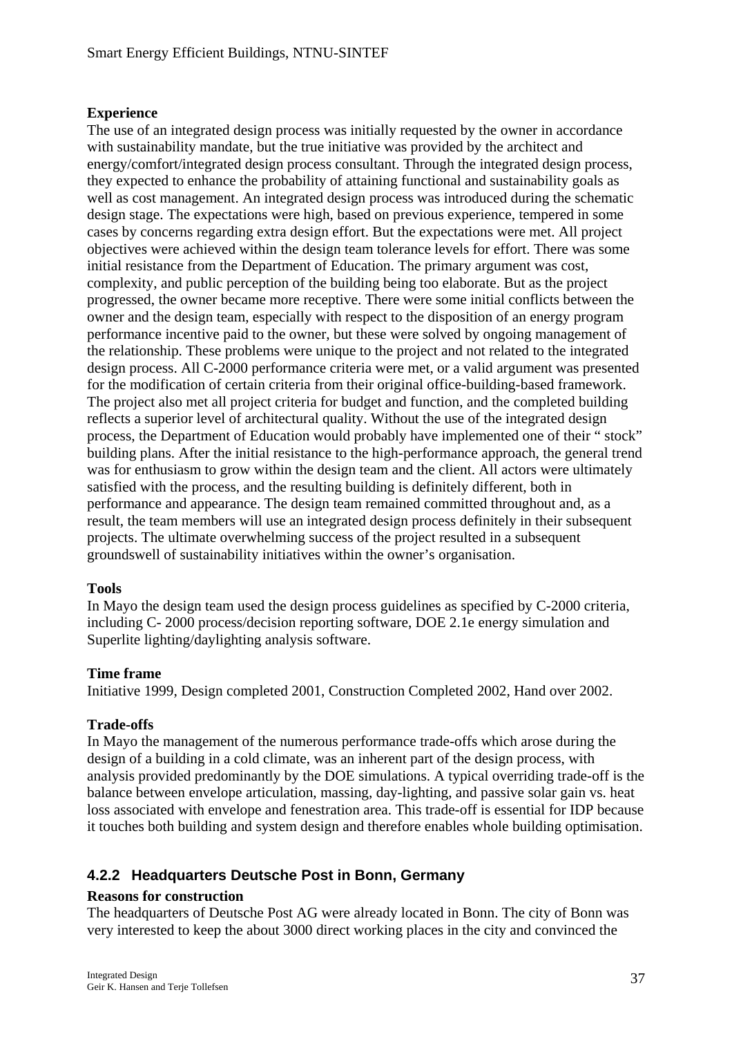**Experience**

The use of an integrated design process was initially requested by the owner in accordance with sustainability mandate, but the true initiative was provided by the architect and energy/comfort/integrated design process consultant. Through the integrated design process, they expected to enhance the probability of attaining functional and sustainability goals as well as cost management. An integrated design process was introduced during the schematic design stage. The expectations were high, based on previous experience, tempered in some cases by concerns regarding extra design effort. But the expectations were met. All project objectives were achieved within the design team tolerance levels for effort. There was some initial resistance from the Department of Education. The primary argument was cost, complexity, and public perception of the building being too elaborate. But as the project progressed, the owner became more receptive. There were some initial conflicts between the owner and the design team, especially with respect to the disposition of an energy program performance incentive paid to the owner, but these were solved by ongoing management of the relationship. These problems were unique to the project and not related to the integrated design process. All C-2000 performance criteria were met, or a valid argument was presented for the modification of certain criteria from their original office-building-based framework. The project also met all project criteria for budget and function, and the completed building reflects a superior level of architectural quality. Without the use of the integrated design process, the Department of Education would probably have implemented one of their " stock" building plans. After the initial resistance to the high-performance approach, the general trend was for enthusiasm to grow within the design team and the client. All actors were ultimately satisfied with the process, and the resulting building is definitely different, both in performance and appearance. The design team remained committed throughout and, as a result, the team members will use an integrated design process definitely in their subsequent projects. The ultimate overwhelming success of the project resulted in a subsequent groundswell of sustainability initiatives within the owner's organisation.

**Tools**

In Mayo the design team used the design process guidelines as specified by C-2000 criteria, including C- 2000 process/decision reporting software, DOE 2.1e energy simulation and Superlite lighting/daylighting analysis software.

**Time frame**

Initiative 1999, Design completed 2001, Construction Completed 2002, Hand over 2002.

**Trade-offs**

In Mayo the management of the numerous performance trade-offs which arose during the design of a building in a cold climate, was an inherent part of the design process, with analysis provided predominantly by the DOE simulations. A typical overriding trade-off is the balance between envelope articulation, massing, day-lighting, and passive solar gain vs. heat loss associated with envelope and fenestration area. This trade-off is essential for IDP because it touches both building and system design and therefore enables whole building optimisation.

### 4.2.2 Headquarters Deutsche Post in Bonn, Germany

**Reasons for construction**

The headquarters of Deutsche Post AG were already located in Bonn. The city of Bonn was very interested to keep the about 3000 direct working places in the city and convinced the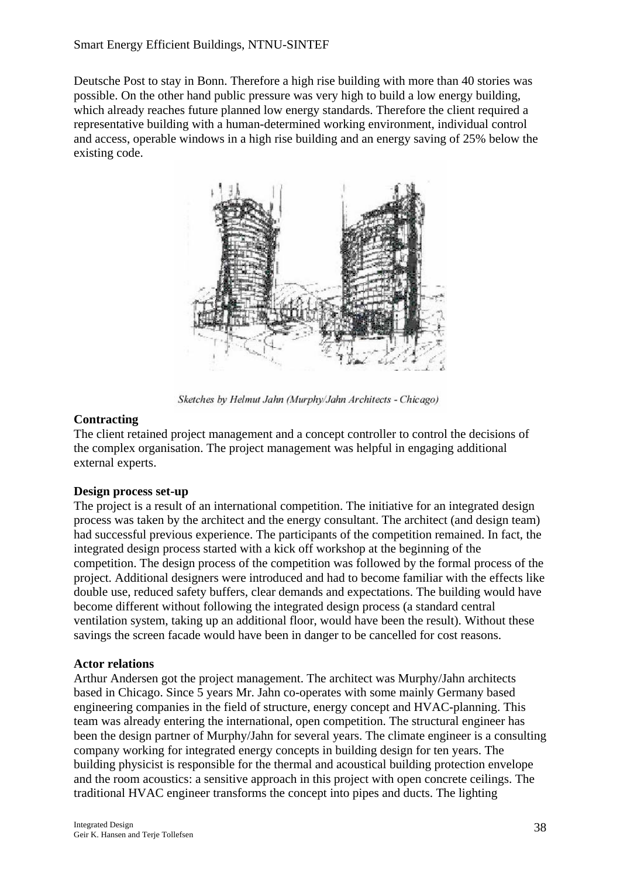Deutsche Post to stay in Bonn. Therefore a high rise building with more than 40 stories was possible. On the other hand public pressure was very high to build a low energy building, which already reaches future planned low energy standards. Therefore the client required a representative building with a human-determined working environment, individual control and access, operable windows in a high rise building and an energy saving of 25% below the existing code.

*Sketches by Helmut Jahn (Murphy/Jahn Architects - Chicago)*

**Contracting**

The client retained project management and a concept controller to control the decisions of the complex organisation. The project management was helpful in engaging additional external experts.

**Design process set-up**

The project is a result of an international competition. The initiative for an integrated design process was taken by the architect and the energy consultant. The architect (and design team) had successful previous experience. The participants of the competition remained. In fact, the integrated design process started with a kick off workshop at the beginning of the competition. The design process of the competition was followed by the formal process of the project. Additional designers were introduced and had to become familiar with the effects like double use, reduced safety buffers, clear demands and expectations. The building would have become different without following the integrated design process (a standard central ventilation system, taking up an additional floor, would have been the result). Without these savings the screen facade would have been in danger to be cancelled for cost reasons.

**Actor relations**

Arthur Andersen got the project management. The architect was Murphy/Jahn architects based in Chicago. Since 5 years Mr. Jahn co-operates with some mainly Germany based engineering companies in the field of structure, energy concept and HVAC-planning. This team was already entering the international, open competition. The structural engineer has been the design partner of Murphy/Jahn for several years. The climate engineer is a consulting company working for integrated energy concepts in building design for ten years. The building physicist is responsible for the thermal and acoustical building protection envelope and the room acoustics: a sensitive approach in this project with open concrete ceilings. The traditional HVAC engineer transforms the concept into pipes and ducts. The lighting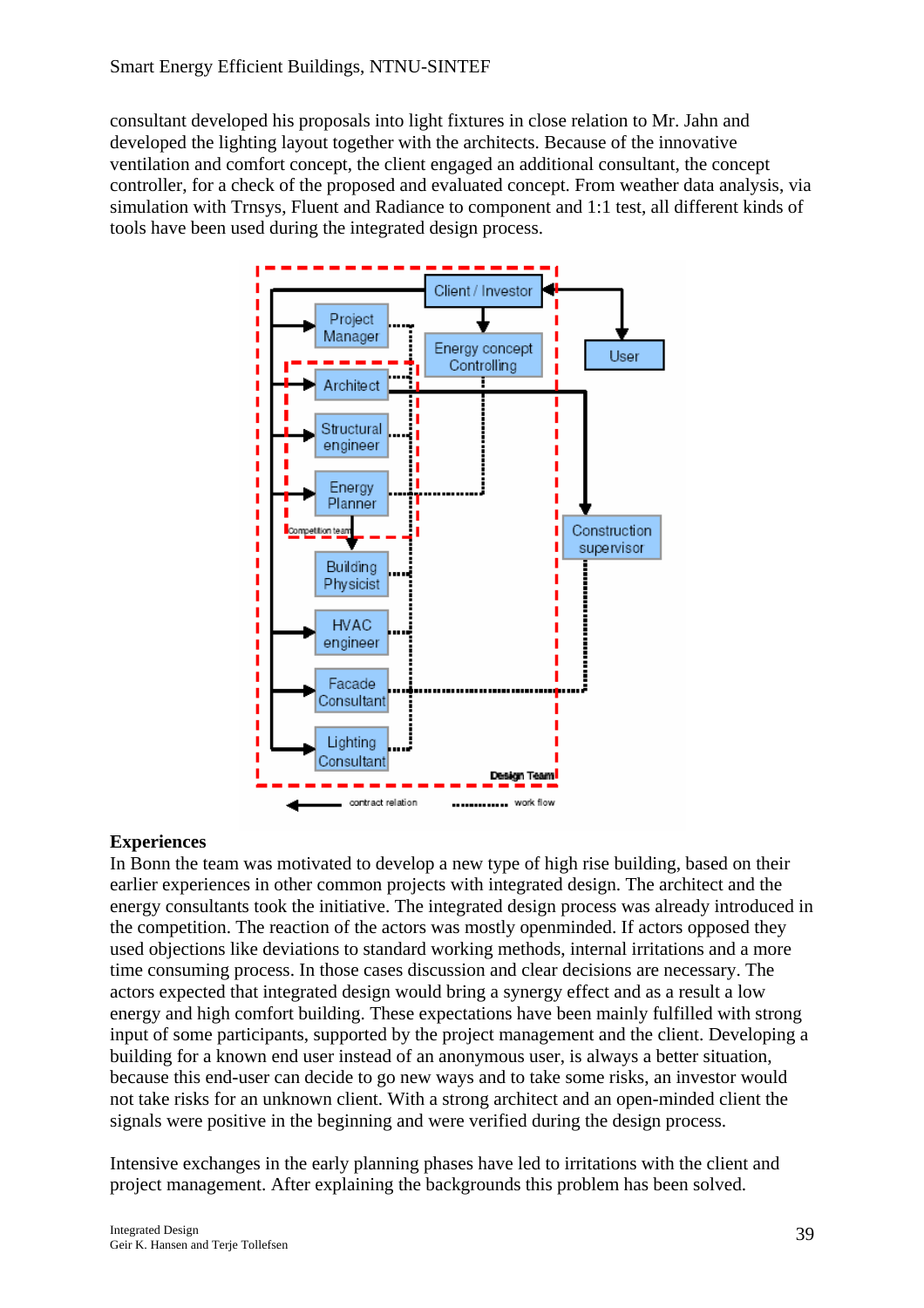consultant developed his proposals into light fixtures in close relation to Mr. Jahn and developed the lighting layout together with the architects. Because of the innovative ventilation and comfort concept, the client engaged an additional consultant, the concept controller, for a check of the proposed and evaluated concept. From weather data analysis, via simulation with Trnsys, Fluent and Radiance to component and 1:1 test, all different kinds of tools have been used during the integrated design process.

### Experiences

In Bonn the team was motivated to develop a new type of high rise building, based on their earlier experiences in other common projects with integrated design. The architect and the energy consultants took the initiative. The integrated design process was already introduced in the competition. The reaction of the actors was mostly openminded. If actors opposed they used objections like deviations to standard working methods, internal irritations and a more time consuming process. In those cases discussion and clear decisions are necessary. The actors expected that integrated design would bring a synergy effect and as a result a low energy and high comfort building. These expectations have been mainly fulfilled with strong input of some participants, supported by the project management and the client. Developing a building for a known end user instead of an anonymous user, is always a better situation, because this end-user can decide to go new ways and to take some risks, an investor would not take risks for an unknown client. With a strong architect and an open-minded client the signals were positive in the beginning and were verified during the design process.

Intensive exchanges in the early planning phases have led to irritations with the client and project management. After explaining the backgrounds this problem has been solved.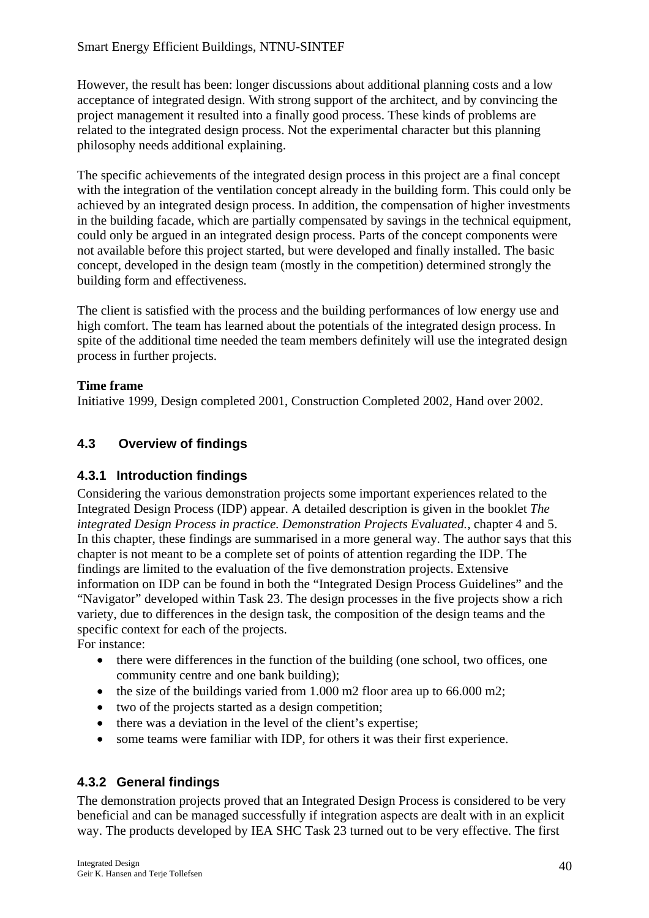However, the result has been: longer discussions about additional planning costs and a low acceptance of integrated design. With strong support of the architect, and by convincing the project management it resulted into a finally good process. These kinds of problems are related to the integrated design process. Not the experimental character but this planning philosophy needs additional explaining.

The specific achievements of the integrated design process in this project are a final concept with the integration of the ventilation concept already in the building form. This could only be achieved by an integrated design process. In addition, the compensation of higher investments in the building facade, which are partially compensated by savings in the technical equipment, could only be argued in an integrated design process. Parts of the concept components were not available before this project started, but were developed and finally installed. The basic concept, developed in the design team (mostly in the competition) determined strongly the building form and effectiveness.

The client is satisfied with the process and the building performances of low energy use and high comfort. The team has learned about the potentials of the integrated design process. In spite of the additional time needed the team members definitely will use the integrated design process in further projects.

**Time frame**
Initiative 1999, Design completed 2001, Construction Completed 2002, Hand over 2002.

## 4.3 Overview of findings

### 4.3.1 Introduction findings

Considering the various demonstration projects some important experiences related to the Integrated Design Process (IDP) appear. A detailed description is given in the booklet *The integrated Design Process in practice. Demonstration Projects Evaluated.*, chapter 4 and 5. In this chapter, these findings are summarised in a more general way. The author says that this chapter is not meant to be a complete set of points of attention regarding the IDP. The findings are limited to the evaluation of the five demonstration projects. Extensive information on IDP can be found in both the "Integrated Design Process Guidelines" and the "Navigator" developed within Task 23. The design processes in the five projects show a rich variety, due to differences in the design task, the composition of the design teams and the specific context for each of the projects.
For instance:

- there were differences in the function of the building (one school, two offices, one community centre and one bank building);
- the size of the buildings varied from 1.000 m2 floor area up to 66.000 m2;
- two of the projects started as a design competition;
- there was a deviation in the level of the client's expertise;
- some teams were familiar with IDP, for others it was their first experience.

### 4.3.2 General findings

The demonstration projects proved that an Integrated Design Process is considered to be very beneficial and can be managed successfully if integration aspects are dealt with in an explicit way. The products developed by IEA SHC Task 23 turned out to be very effective. The first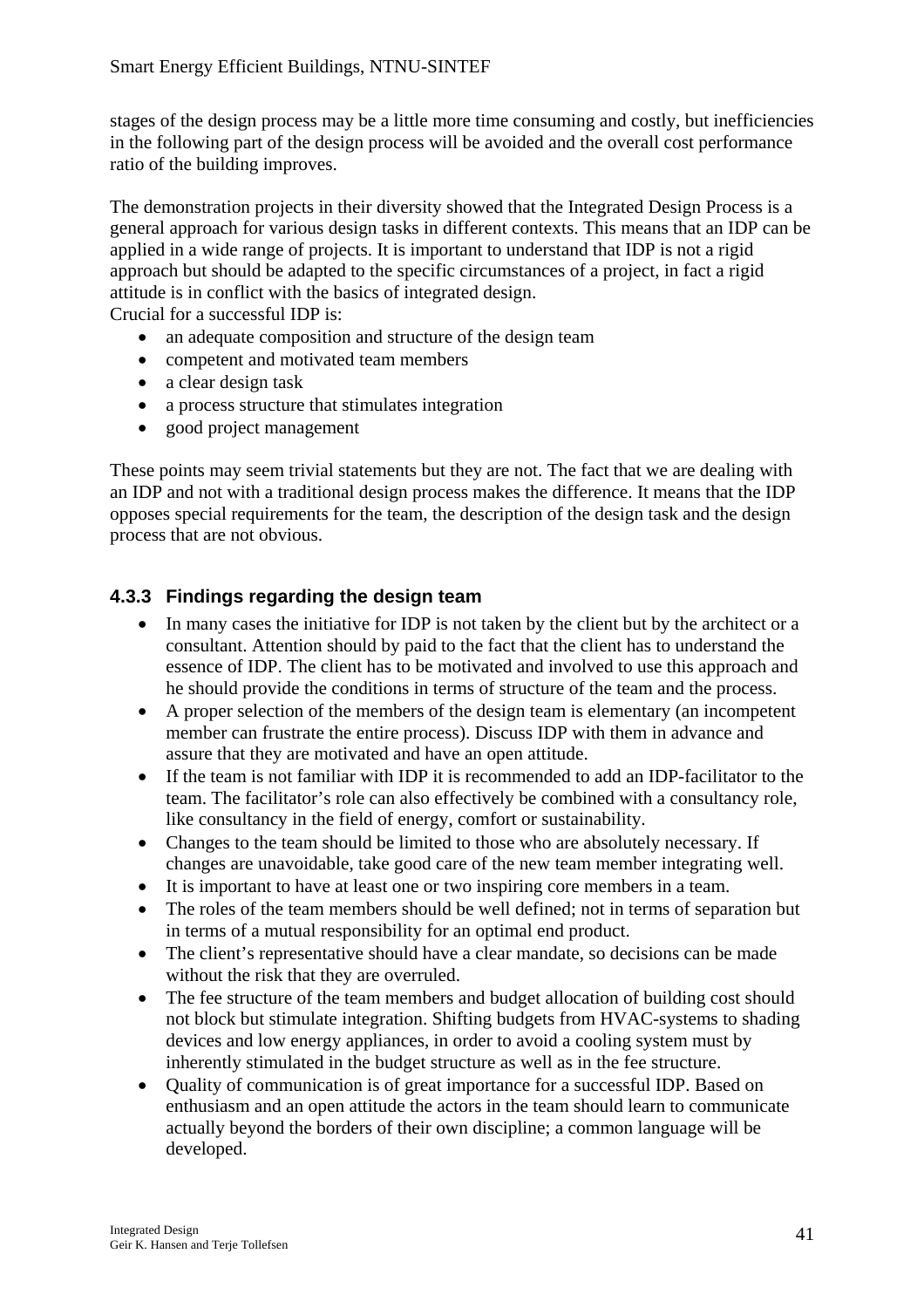stages of the design process may be a little more time consuming and costly, but inefficiencies in the following part of the design process will be avoided and the overall cost performance ratio of the building improves.

The demonstration projects in their diversity showed that the Integrated Design Process is a general approach for various design tasks in different contexts. This means that an IDP can be applied in a wide range of projects. It is important to understand that IDP is not a rigid approach but should be adapted to the specific circumstances of a project, in fact a rigid attitude is in conflict with the basics of integrated design.
Crucial for a successful IDP is:

- an adequate composition and structure of the design team
- competent and motivated team members
- a clear design task
- a process structure that stimulates integration
- good project management

These points may seem trivial statements but they are not. The fact that we are dealing with an IDP and not with a traditional design process makes the difference. It means that the IDP opposes special requirements for the team, the description of the design task and the design process that are not obvious.

### 4.3.3 Findings regarding the design team

- In many cases the initiative for IDP is not taken by the client but by the architect or a consultant. Attention should by paid to the fact that the client has to understand the essence of IDP. The client has to be motivated and involved to use this approach and he should provide the conditions in terms of structure of the team and the process.
- A proper selection of the members of the design team is elementary (an incompetent member can frustrate the entire process). Discuss IDP with them in advance and assure that they are motivated and have an open attitude.
- If the team is not familiar with IDP it is recommended to add an IDP-facilitator to the team. The facilitator's role can also effectively be combined with a consultancy role, like consultancy in the field of energy, comfort or sustainability.
- Changes to the team should be limited to those who are absolutely necessary. If changes are unavoidable, take good care of the new team member integrating well.
- It is important to have at least one or two inspiring core members in a team.
- The roles of the team members should be well defined; not in terms of separation but in terms of a mutual responsibility for an optimal end product.
- The client's representative should have a clear mandate, so decisions can be made without the risk that they are overruled.
- The fee structure of the team members and budget allocation of building cost should not block but stimulate integration. Shifting budgets from HVAC-systems to shading devices and low energy appliances, in order to avoid a cooling system must by inherently stimulated in the budget structure as well as in the fee structure.
- Quality of communication is of great importance for a successful IDP. Based on enthusiasm and an open attitude the actors in the team should learn to communicate actually beyond the borders of their own discipline; a common language will be developed.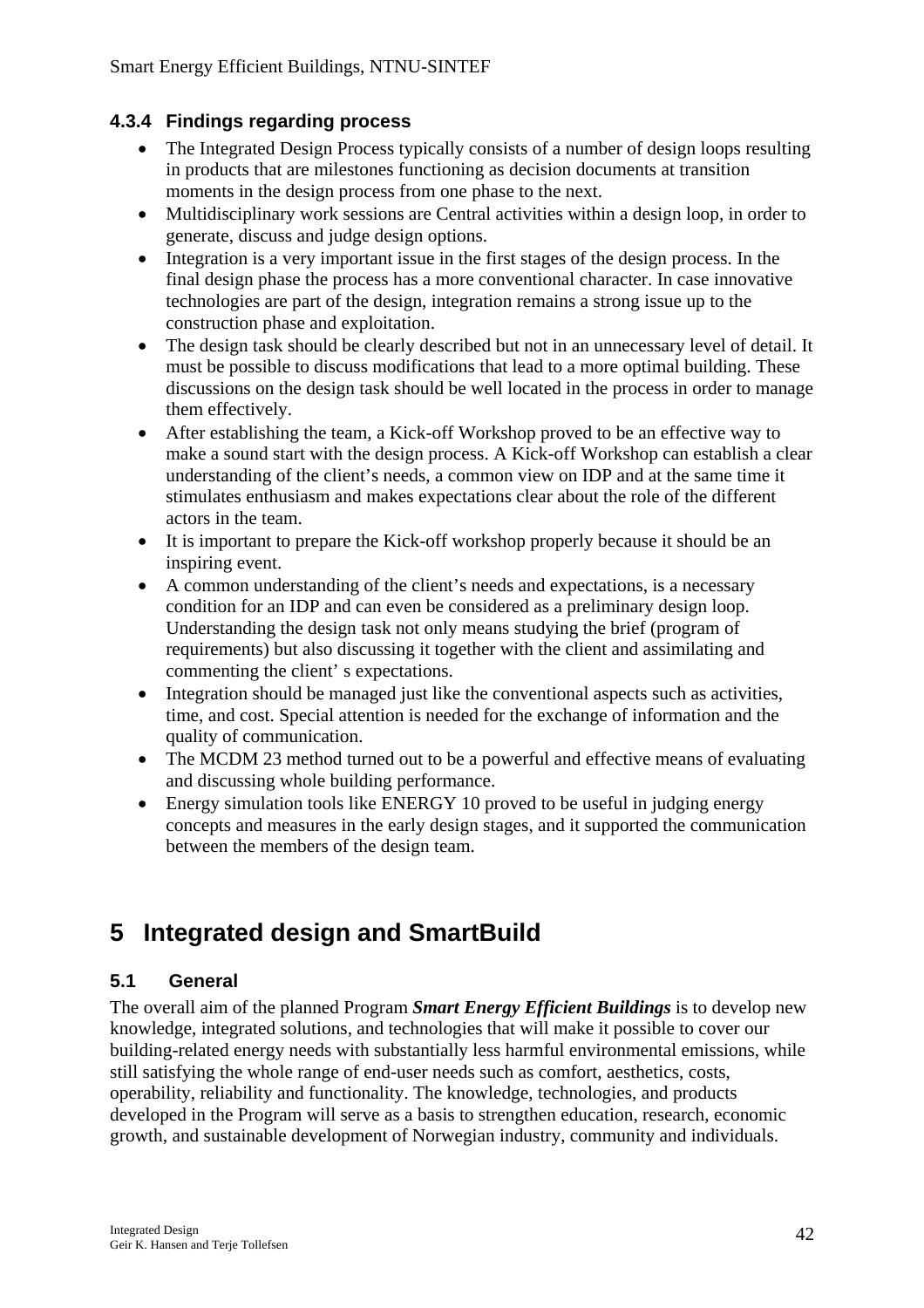### 4.3.4 Findings regarding process

- The Integrated Design Process typically consists of a number of design loops resulting in products that are milestones functioning as decision documents at transition moments in the design process from one phase to the next.
- Multidisciplinary work sessions are Central activities within a design loop, in order to generate, discuss and judge design options.
- Integration is a very important issue in the first stages of the design process. In the final design phase the process has a more conventional character. In case innovative technologies are part of the design, integration remains a strong issue up to the construction phase and exploitation.
- The design task should be clearly described but not in an unnecessary level of detail. It must be possible to discuss modifications that lead to a more optimal building. These discussions on the design task should be well located in the process in order to manage them effectively.
- After establishing the team, a Kick-off Workshop proved to be an effective way to make a sound start with the design process. A Kick-off Workshop can establish a clear understanding of the client's needs, a common view on IDP and at the same time it stimulates enthusiasm and makes expectations clear about the role of the different actors in the team.
- It is important to prepare the Kick-off workshop properly because it should be an inspiring event.
- A common understanding of the client's needs and expectations, is a necessary condition for an IDP and can even be considered as a preliminary design loop. Understanding the design task not only means studying the brief (program of requirements) but also discussing it together with the client and assimilating and commenting the client' s expectations.
- Integration should be managed just like the conventional aspects such as activities, time, and cost. Special attention is needed for the exchange of information and the quality of communication.
- The MCDM 23 method turned out to be a powerful and effective means of evaluating and discussing whole building performance.
- Energy simulation tools like ENERGY 10 proved to be useful in judging energy concepts and measures in the early design stages, and it supported the communication between the members of the design team.

# 5 Integrated design and SmartBuild

## 5.1 General

The overall aim of the planned Program ***Smart Energy Efficient Buildings*** is to develop new knowledge, integrated solutions, and technologies that will make it possible to cover our building-related energy needs with substantially less harmful environmental emissions, while still satisfying the whole range of end-user needs such as comfort, aesthetics, costs, operability, reliability and functionality. The knowledge, technologies, and products developed in the Program will serve as a basis to strengthen education, research, economic growth, and sustainable development of Norwegian industry, community and individuals.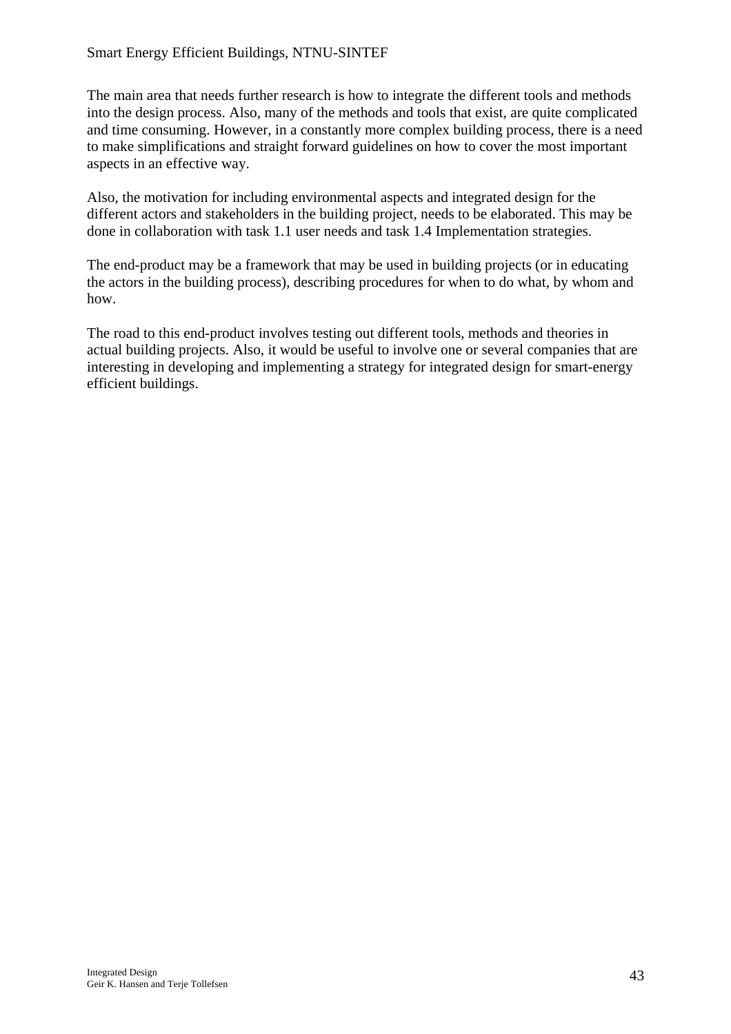The main area that needs further research is how to integrate the different tools and methods into the design process. Also, many of the methods and tools that exist, are quite complicated and time consuming. However, in a constantly more complex building process, there is a need to make simplifications and straight forward guidelines on how to cover the most important aspects in an effective way.

Also, the motivation for including environmental aspects and integrated design for the different actors and stakeholders in the building project, needs to be elaborated. This may be done in collaboration with task 1.1 user needs and task 1.4 Implementation strategies.

The end-product may be a framework that may be used in building projects (or in educating the actors in the building process), describing procedures for when to do what, by whom and how.

The road to this end-product involves testing out different tools, methods and theories in actual building projects. Also, it would be useful to involve one or several companies that are interesting in developing and implementing a strategy for integrated design for smart-energy efficient buildings.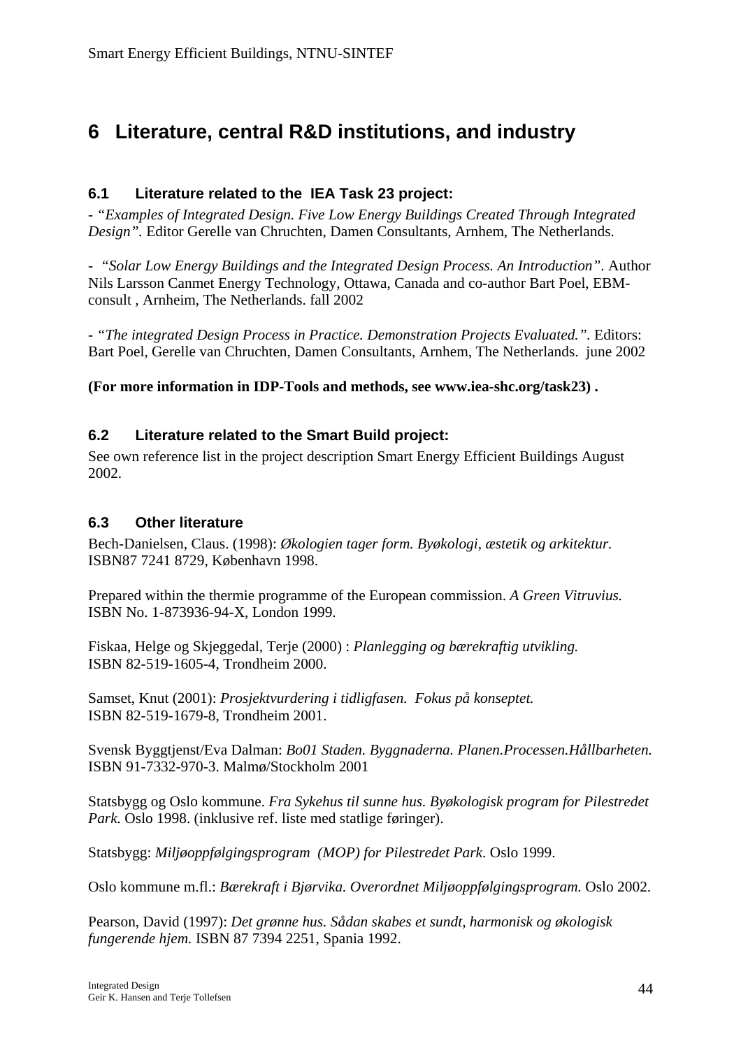# 6 Literature, central R&D institutions, and industry

## 6.1 Literature related to the IEA Task 23 project:

- *"Examples of Integrated Design. Five Low Energy Buildings Created Through Integrated Design".* Editor Gerelle van Chruchten, Damen Consultants, Arnhem, The Netherlands.

- *"Solar Low Energy Buildings and the Integrated Design Process. An Introduction"*. Author Nils Larsson Canmet Energy Technology, Ottawa, Canada and co-author Bart Poel, EBM-consult , Arnheim, The Netherlands. fall 2002

- *"The integrated Design Process in Practice. Demonstration Projects Evaluated."*. Editors: Bart Poel, Gerelle van Chruchten, Damen Consultants, Arnhem, The Netherlands. june 2002

**(For more information in IDP-Tools and methods, see www.iea-shc.org/task23) .**

## 6.2 Literature related to the Smart Build project:

See own reference list in the project description Smart Energy Efficient Buildings August 2002.

## 6.3 Other literature

Bech-Danielsen, Claus. (1998): *Økologien tager form. Byøkologi, æstetik og arkitektur.* ISBN87 7241 8729, København 1998.

Prepared within the thermie programme of the European commission. *A Green Vitruvius.* ISBN No. 1-873936-94-X, London 1999.

Fiskaa, Helge og Skjeggedal, Terje (2000) : *Planlegging og bærekraftig utvikling.* ISBN 82-519-1605-4, Trondheim 2000.

Samset, Knut (2001): *Prosjektvurdering i tidligfasen. Fokus på konseptet.* ISBN 82-519-1679-8, Trondheim 2001.

Svensk Byggtjenst/Eva Dalman: *Bo01 Staden. Byggnaderna. Planen.Processen.Hållbarheten.* ISBN 91-7332-970-3. Malmø/Stockholm 2001

Statsbygg og Oslo kommune. *Fra Sykehus til sunne hus. Byøkologisk program for Pilestredet Park.* Oslo 1998. (inklusive ref. liste med statlige føringer).

Statsbygg: *Miljøoppfølgingsprogram (MOP) for Pilestredet Park*. Oslo 1999.

Oslo kommune m.fl.: *Bærekraft i Bjørvika. Overordnet Miljøoppfølgingsprogram.* Oslo 2002.

Pearson, David (1997): *Det grønne hus. Sådan skabes et sundt, harmonisk og økologisk fungerende hjem.* ISBN 87 7394 2251, Spania 1992.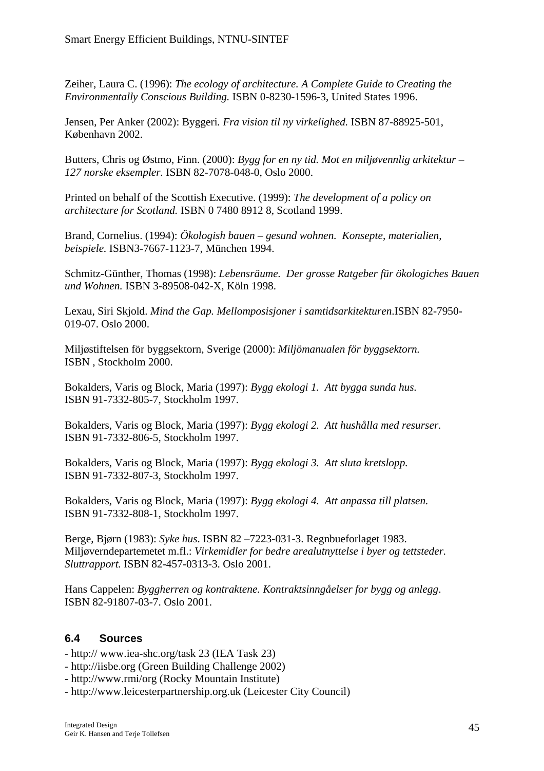Zeiher, Laura C. (1996): *The ecology of architecture. A Complete Guide to Creating the Environmentally Conscious Building.* ISBN 0-8230-1596-3, United States 1996.

Jensen, Per Anker (2002): Byggeri*. Fra vision til ny virkelighed.* ISBN 87-88925-501, København 2002.

Butters, Chris og Østmo, Finn. (2000): *Bygg for en ny tid. Mot en miljøvennlig arkitektur – 127 norske eksempler.* ISBN 82-7078-048-0, Oslo 2000.

Printed on behalf of the Scottish Executive. (1999): *The development of a policy on architecture for Scotland.* ISBN 0 7480 8912 8, Scotland 1999.

Brand, Cornelius. (1994): *Ökologish bauen – gesund wohnen. Konsepte, materialien, beispiele.* ISBN3-7667-1123-7, München 1994.

Schmitz-Günther, Thomas (1998): *Lebensräume. Der grosse Ratgeber für ökologiches Bauen und Wohnen.* ISBN 3-89508-042-X, Köln 1998.

Lexau, Siri Skjold. *Mind the Gap. Mellomposisjoner i samtidsarkitekturen*.ISBN 82-7950-019-07. Oslo 2000.

Miljøstiftelsen för byggsektorn, Sverige (2000): *Miljömanualen för byggsektorn.* ISBN , Stockholm 2000.

Bokalders, Varis og Block, Maria (1997): *Bygg ekologi 1. Att bygga sunda hus.* ISBN 91-7332-805-7, Stockholm 1997.

Bokalders, Varis og Block, Maria (1997): *Bygg ekologi 2. Att hushålla med resurser.* ISBN 91-7332-806-5, Stockholm 1997.

Bokalders, Varis og Block, Maria (1997): *Bygg ekologi 3. Att sluta kretslopp.* ISBN 91-7332-807-3, Stockholm 1997.

Bokalders, Varis og Block, Maria (1997): *Bygg ekologi 4. Att anpassa till platsen.* ISBN 91-7332-808-1, Stockholm 1997.

Berge, Bjørn (1983): *Syke hus*. ISBN 82 –7223-031-3. Regnbueforlaget 1983.
Miljøverndepartemetet m.fl.: *Virkemidler for bedre arealutnyttelse i byer og tettsteder. Sluttrapport.* ISBN 82-457-0313-3. Oslo 2001.

Hans Cappelen: *Byggherren og kontraktene. Kontraktsinngåelser for bygg og anlegg*. ISBN 82-91807-03-7. Oslo 2001.

### 6.4 Sources

- http:// www.iea-shc.org/task 23 (IEA Task 23)
- http://iisbe.org (Green Building Challenge 2002)
- http://www.rmi/org (Rocky Mountain Institute)
- http://www.leicesterpartnership.org.uk (Leicester City Council)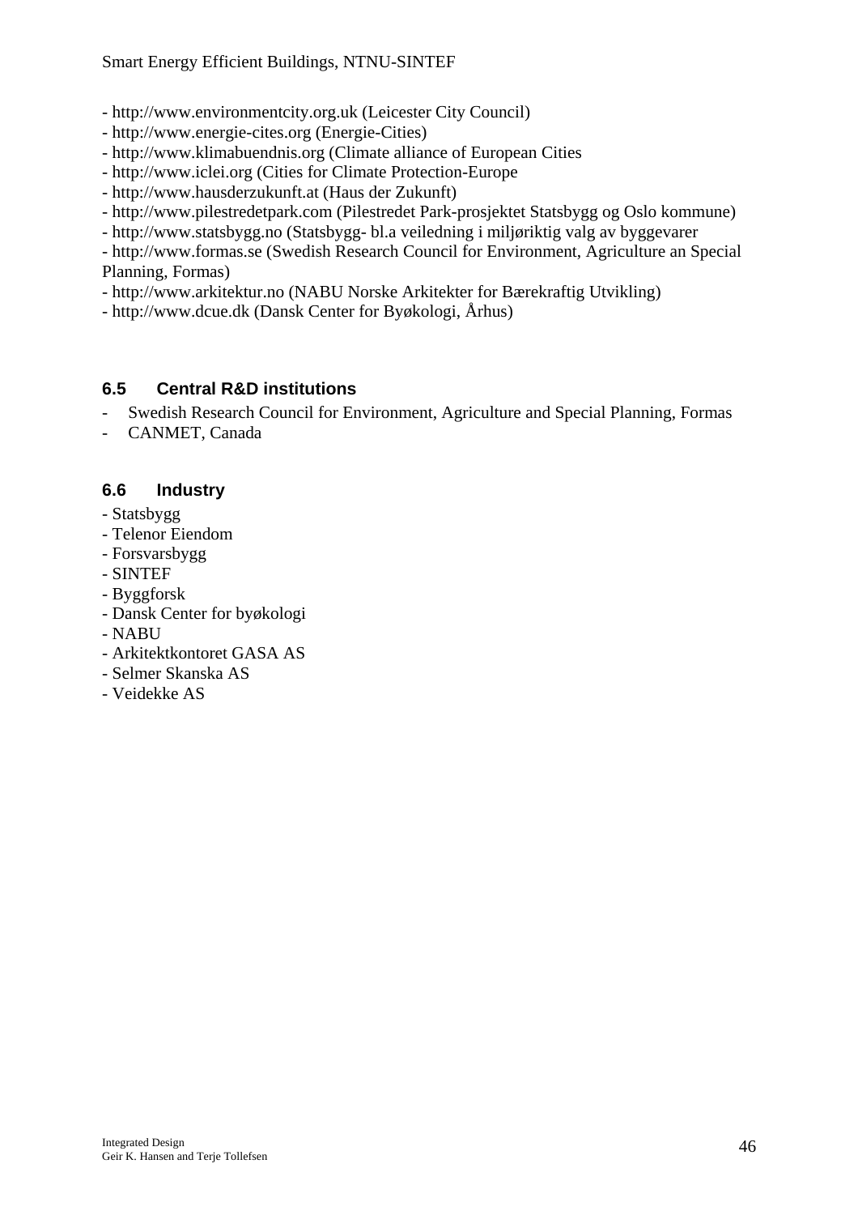- http://www.environmentcity.org.uk (Leicester City Council)
- http://www.energie-cites.org (Energie-Cities)
- http://www.klimabuendnis.org (Climate alliance of European Cities
- http://www.iclei.org (Cities for Climate Protection-Europe
- http://www.hausderzukunft.at (Haus der Zukunft)
- http://www.pilestredetpark.com (Pilestredet Park-prosjektet Statsbygg og Oslo kommune)
- http://www.statsbygg.no (Statsbygg- bl.a veiledning i miljøriktig valg av byggevarer
- http://www.formas.se (Swedish Research Council for Environment, Agriculture an Special Planning, Formas)
- http://www.arkitektur.no (NABU Norske Arkitekter for Bærekraftig Utvikling)
- http://www.dcue.dk (Dansk Center for Byøkologi, Århus)

## 6.5 Central R&D institutions

- Swedish Research Council for Environment, Agriculture and Special Planning, Formas
- CANMET, Canada

## 6.6 Industry

- Statsbygg
- Telenor Eiendom
- Forsvarsbygg
- SINTEF
- Byggforsk
- Dansk Center for byøkologi
- NABU
- Arkitektkontoret GASA AS
- Selmer Skanska AS
- Veidekke AS